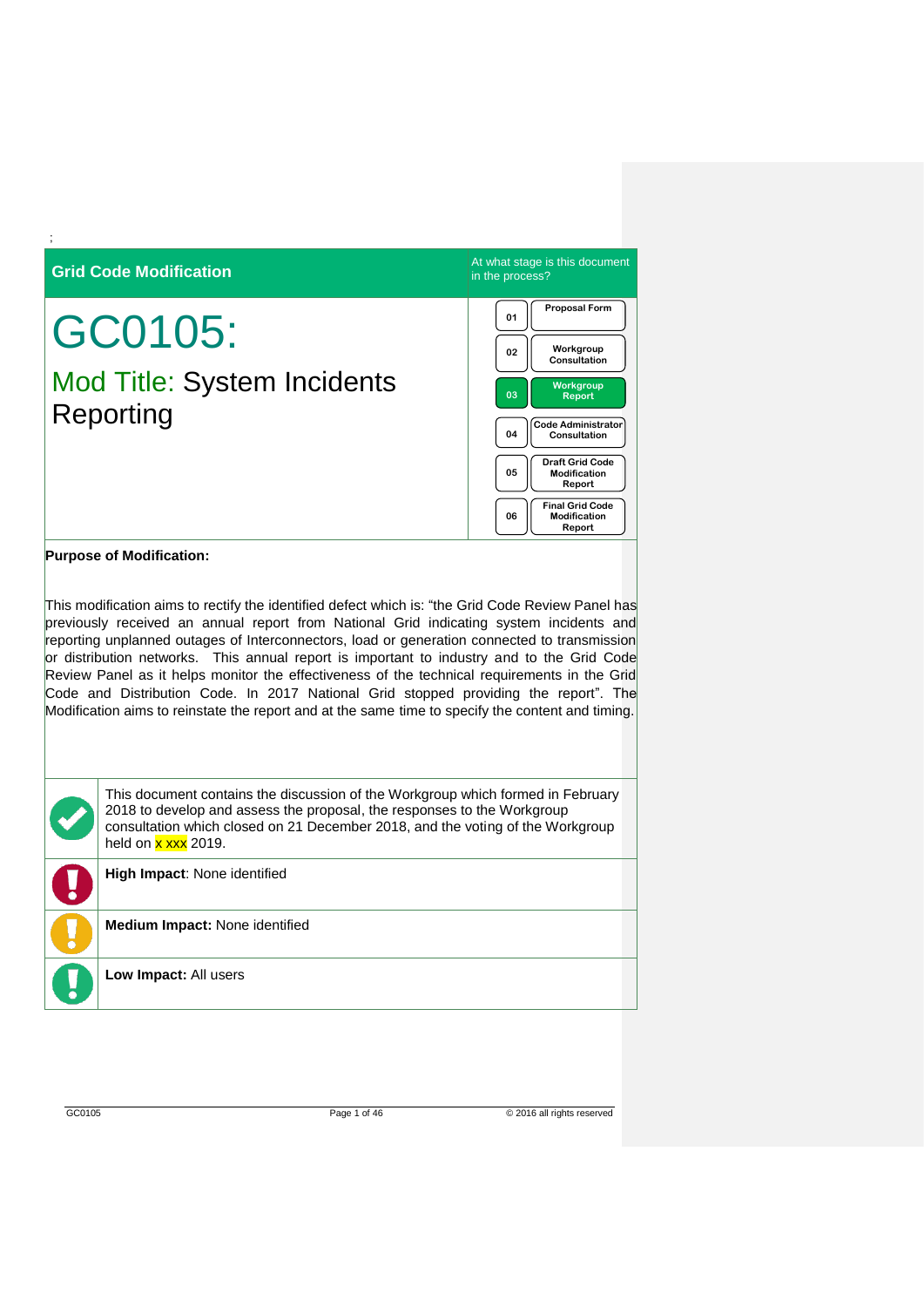;

**Grid Code Modification**

At what stage is this document in the process?

| | |
|---|---|
| 01 | Proposal Form |
| 02 | Workgroup Consultation |
| 03 | Workgroup Report |
| 04 | Code Administrator Consultation |
| 05 | Draft Grid Code Modification Report |
| 06 | Final Grid Code Modification Report |

# GC0105:

## Mod Title: System Incidents Reporting

**Purpose of Modification:**

This modification aims to rectify the identified defect which is: "the Grid Code Review Panel has previously received an annual report from National Grid indicating system incidents and reporting unplanned outages of Interconnectors, load or generation connected to transmission or distribution networks. This annual report is important to industry and to the Grid Code Review Panel as it helps monitor the effectiveness of the technical requirements in the Grid Code and Distribution Code. In 2017 National Grid stopped providing the report". The Modification aims to reinstate the report and at the same time to specify the content and timing.

This document contains the discussion of the Workgroup which formed in February 2018 to develop and assess the proposal, the responses to the Workgroup consultation which closed on 21 December 2018, and the voting of the Workgroup held on x xxx 2019.

**High Impact**: None identified

**Medium Impact:** None identified

**Low Impact:** All users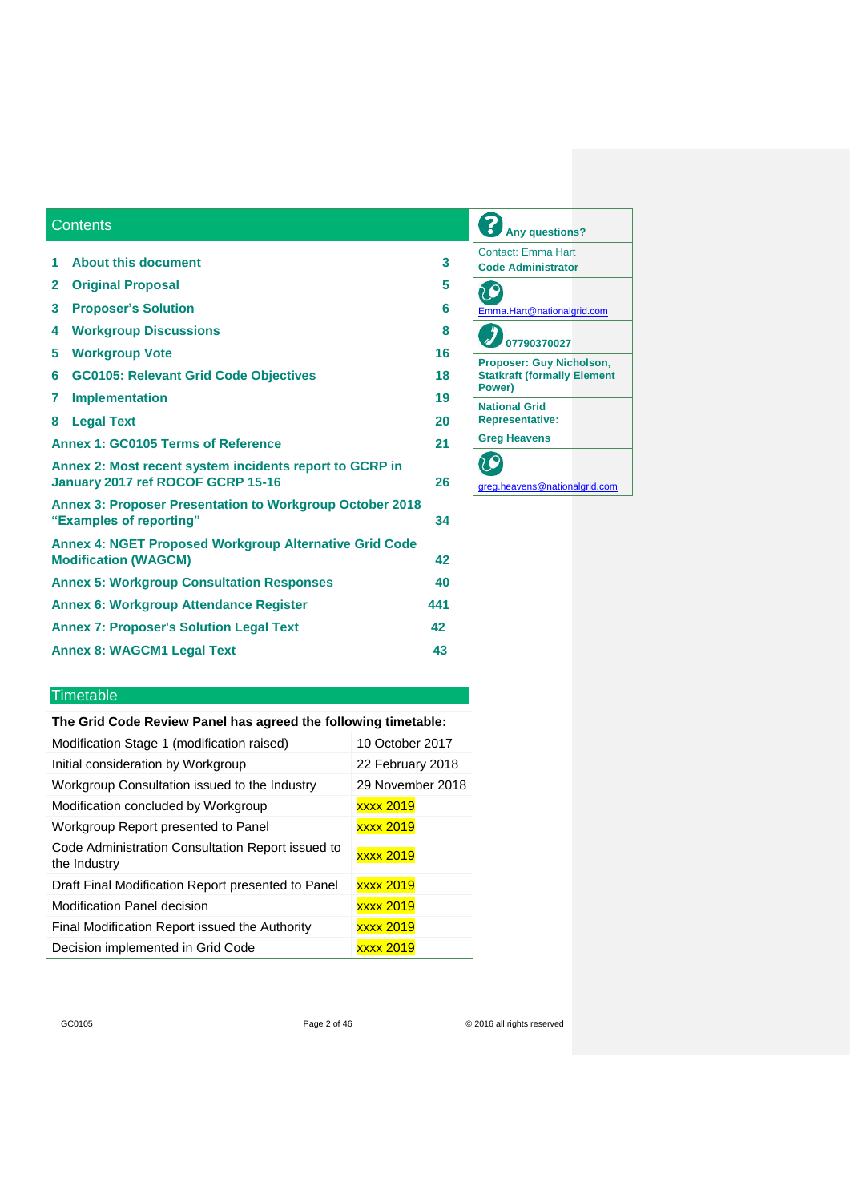## Contents

| | | |
|---|---|---|
| 1 | About this document | 3 |
| 2 | Original Proposal | 5 |
| 3 | Proposer's Solution | 6 |
| 4 | Workgroup Discussions | 8 |
| 5 | Workgroup Vote | 16 |
| 6 | GC0105: Relevant Grid Code Objectives | 18 |
| 7 | Implementation | 19 |
| 8 | Legal Text | 20 |

| | |
|---|---|
| Annex 1: GC0105 Terms of Reference | 21 |
| Annex 2: Most recent system incidents report to GCRP in January 2017 ref ROCOF GCRP 15-16 | 26 |
| Annex 3: Proposer Presentation to Workgroup October 2018 "Examples of reporting" | 34 |
| Annex 4: NGET Proposed Workgroup Alternative Grid Code Modification (WAGCM) | 42 |
| Annex 5: Workgroup Consultation Responses | 40 |
| Annex 6: Workgroup Attendance Register | 441 |
| Annex 7: Proposer's Solution Legal Text | 42 |
| Annex 8: WAGCM1 Legal Text | 43 |

**Any questions?**

Contact: Emma Hart
**Code Administrator**

Emma.Hart@nationalgrid.com

**07790370027**

**Proposer: Guy Nicholson, Statkraft (formally Element Power)**

**National Grid Representative:**

**Greg Heavens**

greg.heavens@nationalgrid.com

## Timetable

| The Grid Code Review Panel has agreed the following timetable: | |
|---|---|
| Modification Stage 1 (modification raised) | 10 October 2017 |
| Initial consideration by Workgroup | 22 February 2018 |
| Workgroup Consultation issued to the Industry | 29 November 2018 |
| Modification concluded by Workgroup | xxxx 2019 |
| Workgroup Report presented to Panel | xxxx 2019 |
| Code Administration Consultation Report issued to the Industry | xxxx 2019 |
| Draft Final Modification Report presented to Panel | xxxx 2019 |
| Modification Panel decision | xxxx 2019 |
| Final Modification Report issued the Authority | xxxx 2019 |
| Decision implemented in Grid Code | xxxx 2019 |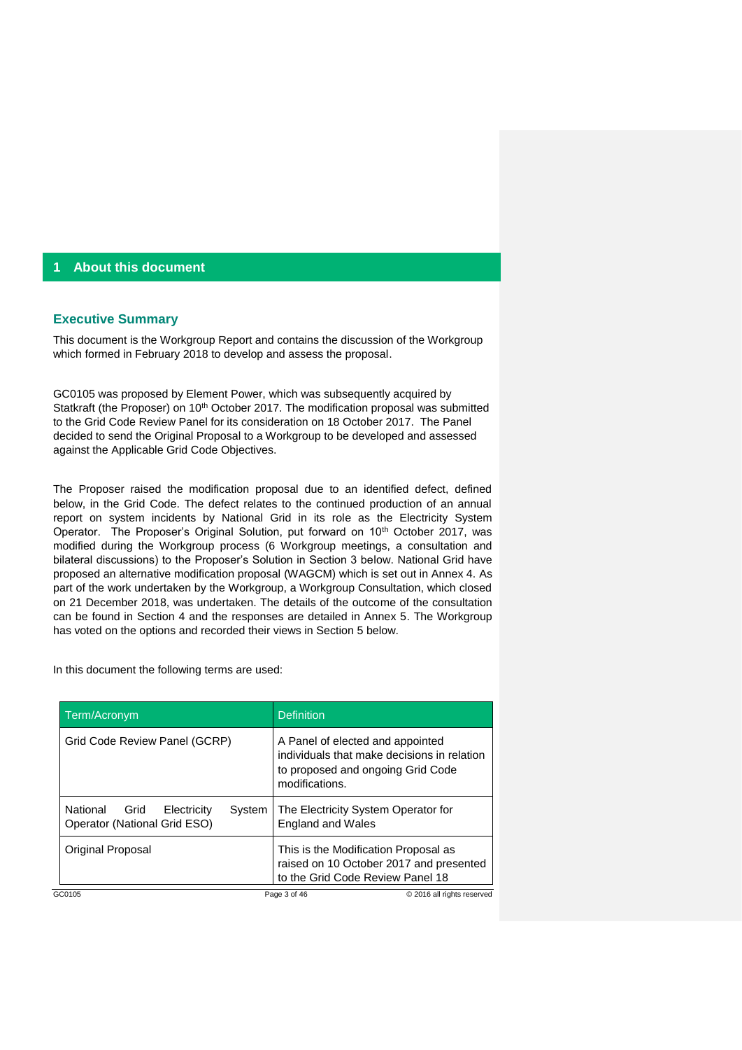# 1 About this document

## Executive Summary

This document is the Workgroup Report and contains the discussion of the Workgroup which formed in February 2018 to develop and assess the proposal.

GC0105 was proposed by Element Power, which was subsequently acquired by Statkraft (the Proposer) on 10th October 2017. The modification proposal was submitted to the Grid Code Review Panel for its consideration on 18 October 2017. The Panel decided to send the Original Proposal to a Workgroup to be developed and assessed against the Applicable Grid Code Objectives.

The Proposer raised the modification proposal due to an identified defect, defined below, in the Grid Code. The defect relates to the continued production of an annual report on system incidents by National Grid in its role as the Electricity System Operator. The Proposer's Original Solution, put forward on 10th October 2017, was modified during the Workgroup process (6 Workgroup meetings, a consultation and bilateral discussions) to the Proposer's Solution in Section 3 below. National Grid have proposed an alternative modification proposal (WAGCM) which is set out in Annex 4. As part of the work undertaken by the Workgroup, a Workgroup Consultation, which closed on 21 December 2018, was undertaken. The details of the outcome of the consultation can be found in Section 4 and the responses are detailed in Annex 5. The Workgroup has voted on the options and recorded their views in Section 5 below.

In this document the following terms are used:

| Term/Acronym | Definition |
|---|---|
| Grid Code Review Panel (GCRP) | A Panel of elected and appointed individuals that make decisions in relation to proposed and ongoing Grid Code modifications. |
| National Grid Electricity System Operator (National Grid ESO) | The Electricity System Operator for England and Wales |
| Original Proposal | This is the Modification Proposal as raised on 10 October 2017 and presented to the Grid Code Review Panel 18 |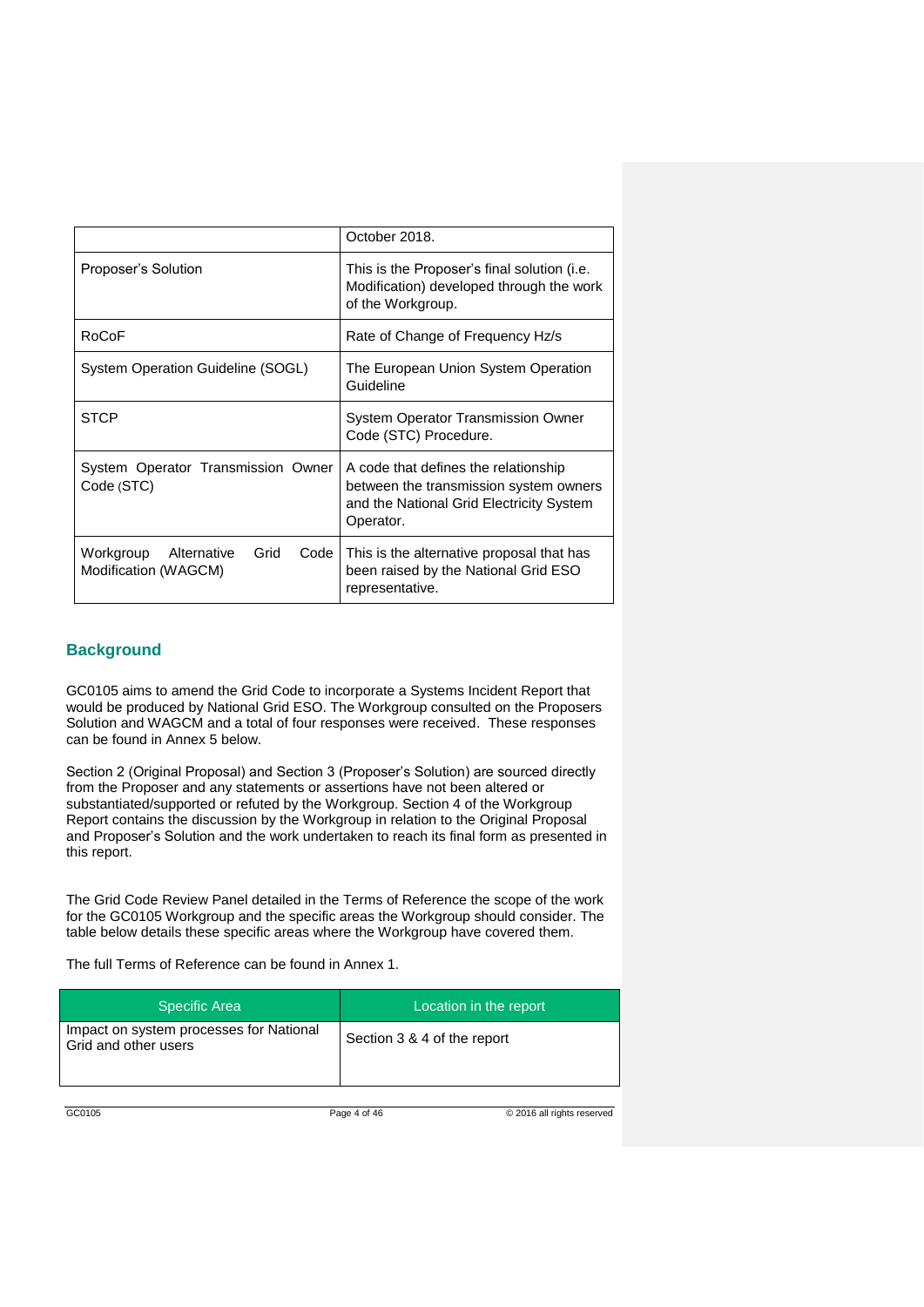| | |
|---|---|
| | October 2018. |
| Proposer's Solution | This is the Proposer's final solution (i.e. Modification) developed through the work of the Workgroup. |
| RoCoF | Rate of Change of Frequency Hz/s |
| System Operation Guideline (SOGL) | The European Union System Operation Guideline |
| STCP | System Operator Transmission Owner Code (STC) Procedure. |
| System Operator Transmission Owner Code (STC) | A code that defines the relationship between the transmission system owners and the National Grid Electricity System Operator. |
| Workgroup Alternative Grid Code Modification (WAGCM) | This is the alternative proposal that has been raised by the National Grid ESO representative. |

## Background

GC0105 aims to amend the Grid Code to incorporate a Systems Incident Report that would be produced by National Grid ESO. The Workgroup consulted on the Proposers Solution and WAGCM and a total of four responses were received. These responses can be found in Annex 5 below.

Section 2 (Original Proposal) and Section 3 (Proposer's Solution) are sourced directly from the Proposer and any statements or assertions have not been altered or substantiated/supported or refuted by the Workgroup. Section 4 of the Workgroup Report contains the discussion by the Workgroup in relation to the Original Proposal and Proposer's Solution and the work undertaken to reach its final form as presented in this report.

The Grid Code Review Panel detailed in the Terms of Reference the scope of the work for the GC0105 Workgroup and the specific areas the Workgroup should consider. The table below details these specific areas where the Workgroup have covered them.

The full Terms of Reference can be found in Annex 1.

| Specific Area | Location in the report |
|---|---|
| Impact on system processes for National Grid and other users | Section 3 & 4 of the report |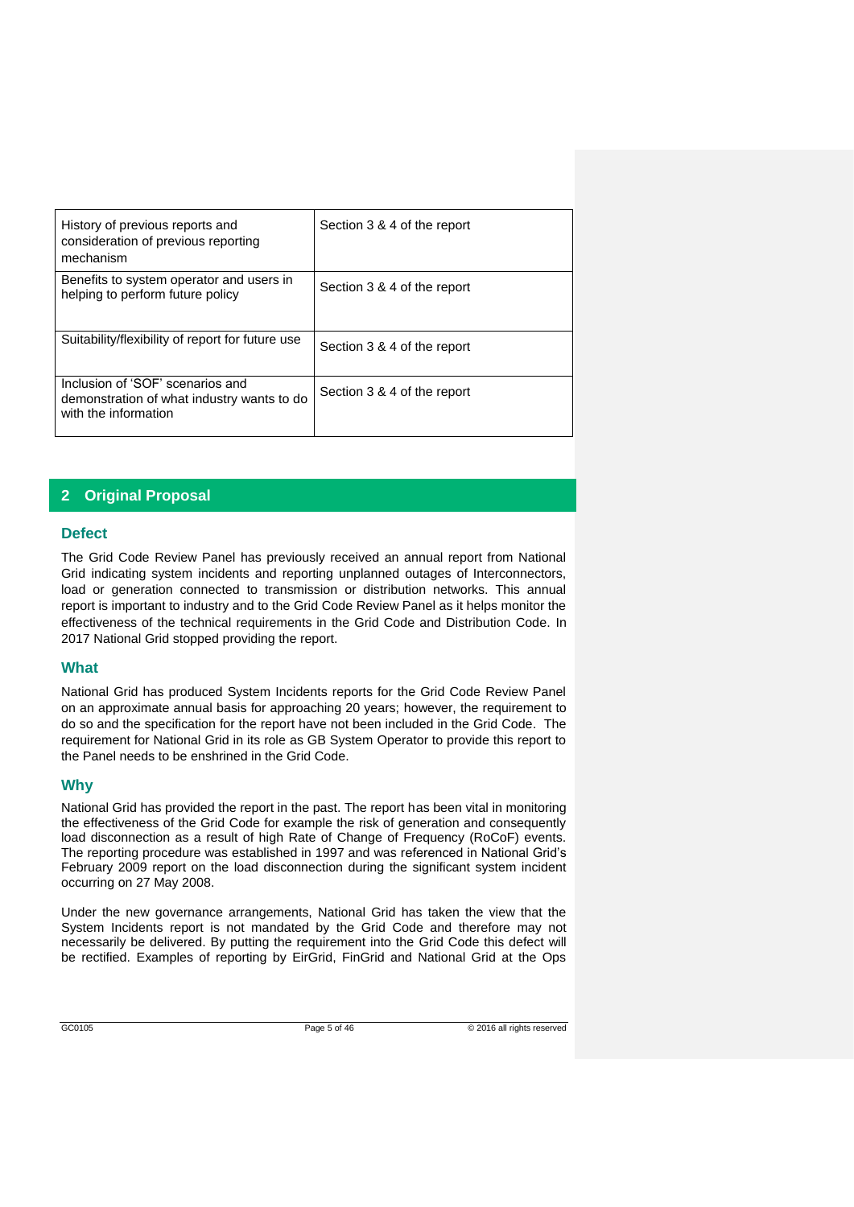| History of previous reports and consideration of previous reporting mechanism | Section 3 & 4 of the report |
|---|---|
| Benefits to system operator and users in helping to perform future policy | Section 3 & 4 of the report |
| Suitability/flexibility of report for future use | Section 3 & 4 of the report |
| Inclusion of 'SOF' scenarios and demonstration of what industry wants to do with the information | Section 3 & 4 of the report |

## 2 Original Proposal

### Defect

The Grid Code Review Panel has previously received an annual report from National Grid indicating system incidents and reporting unplanned outages of Interconnectors, load or generation connected to transmission or distribution networks. This annual report is important to industry and to the Grid Code Review Panel as it helps monitor the effectiveness of the technical requirements in the Grid Code and Distribution Code. In 2017 National Grid stopped providing the report.

### What

National Grid has produced System Incidents reports for the Grid Code Review Panel on an approximate annual basis for approaching 20 years; however, the requirement to do so and the specification for the report have not been included in the Grid Code. The requirement for National Grid in its role as GB System Operator to provide this report to the Panel needs to be enshrined in the Grid Code.

### Why

National Grid has provided the report in the past. The report has been vital in monitoring the effectiveness of the Grid Code for example the risk of generation and consequently load disconnection as a result of high Rate of Change of Frequency (RoCoF) events. The reporting procedure was established in 1997 and was referenced in National Grid's February 2009 report on the load disconnection during the significant system incident occurring on 27 May 2008.

Under the new governance arrangements, National Grid has taken the view that the System Incidents report is not mandated by the Grid Code and therefore may not necessarily be delivered. By putting the requirement into the Grid Code this defect will be rectified. Examples of reporting by EirGrid, FinGrid and National Grid at the Ops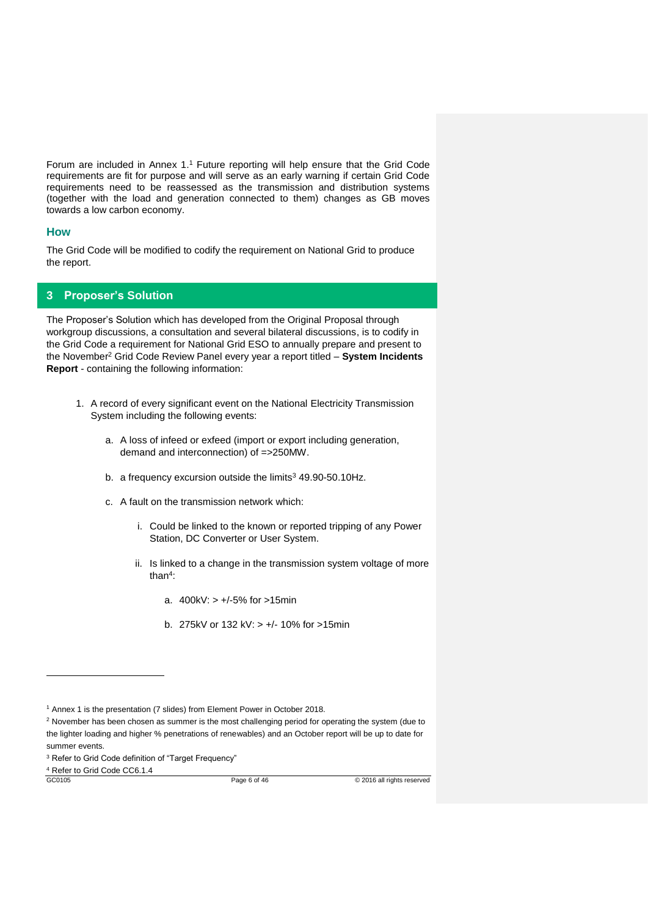Forum are included in Annex 1.[1] Future reporting will help ensure that the Grid Code requirements are fit for purpose and will serve as an early warning if certain Grid Code requirements need to be reassessed as the transmission and distribution systems (together with the load and generation connected to them) changes as GB moves towards a low carbon economy.

### How

The Grid Code will be modified to codify the requirement on National Grid to produce the report.

## 3 Proposer's Solution

The Proposer's Solution which has developed from the Original Proposal through workgroup discussions, a consultation and several bilateral discussions, is to codify in the Grid Code a requirement for National Grid ESO to annually prepare and present to the November[2] Grid Code Review Panel every year a report titled – **System Incidents Report** - containing the following information:

1. A record of every significant event on the National Electricity Transmission System including the following events:
   a. A loss of infeed or exfeed (import or export including generation, demand and interconnection) of =>250MW.
   b. a frequency excursion outside the limits[3] 49.90-50.10Hz.
   c. A fault on the transmission network which:
      i. Could be linked to the known or reported tripping of any Power Station, DC Converter or User System.
      ii. Is linked to a change in the transmission system voltage of more than[4]:
         a. 400kV: > +/-5% for >15min
         b. 275kV or 132 kV: > +/- 10% for >15min

---

[1] Annex 1 is the presentation (7 slides) from Element Power in October 2018.

[2] November has been chosen as summer is the most challenging period for operating the system (due to the lighter loading and higher % penetrations of renewables) and an October report will be up to date for summer events.

[3] Refer to Grid Code definition of "Target Frequency"

[4] Refer to Grid Code CC6.1.4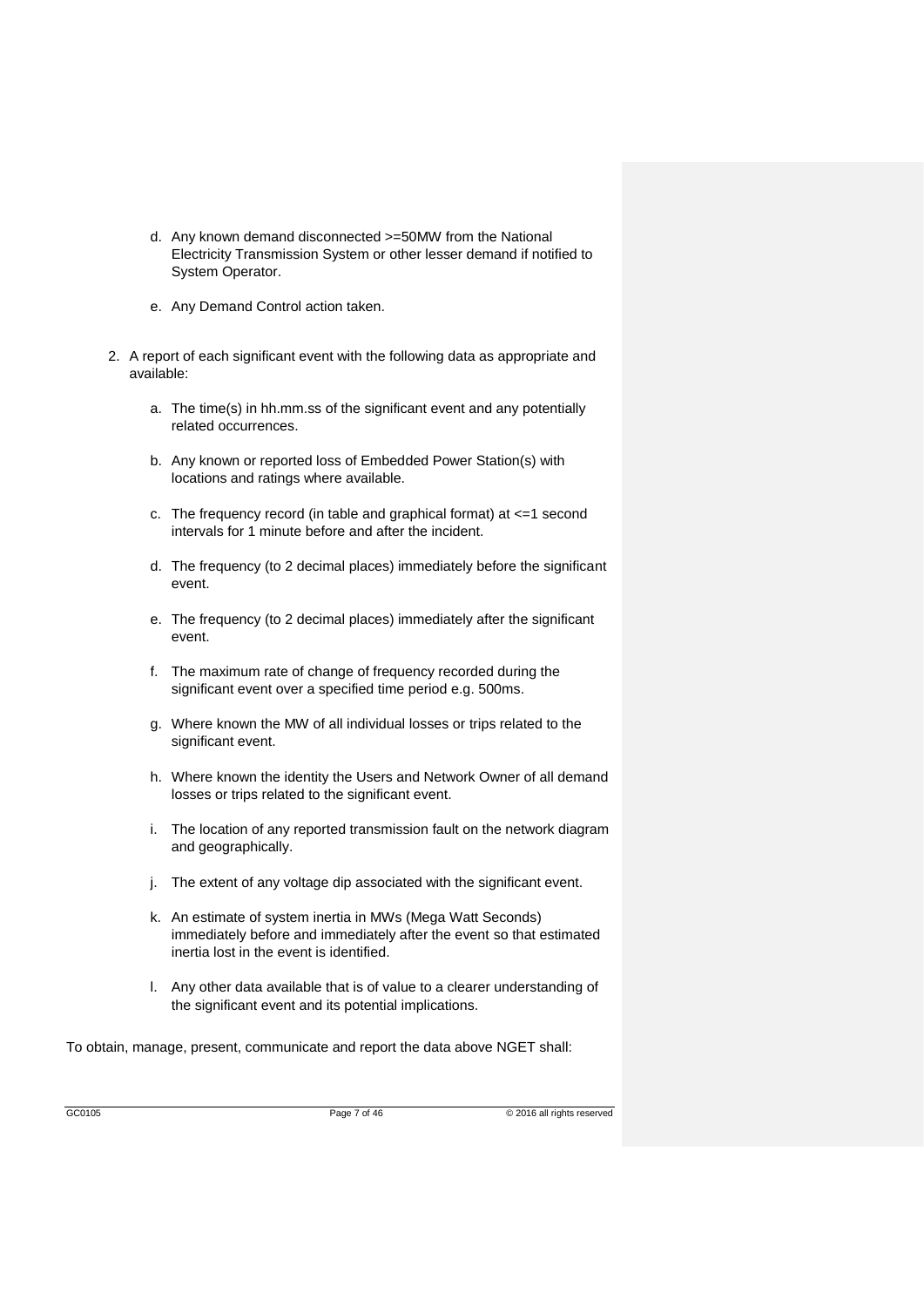d. Any known demand disconnected >=50MW from the National Electricity Transmission System or other lesser demand if notified to System Operator.

e. Any Demand Control action taken.

2. A report of each significant event with the following data as appropriate and available:

   a. The time(s) in hh.mm.ss of the significant event and any potentially related occurrences.

   b. Any known or reported loss of Embedded Power Station(s) with locations and ratings where available.

   c. The frequency record (in table and graphical format) at <=1 second intervals for 1 minute before and after the incident.

   d. The frequency (to 2 decimal places) immediately before the significant event.

   e. The frequency (to 2 decimal places) immediately after the significant event.

   f. The maximum rate of change of frequency recorded during the significant event over a specified time period e.g. 500ms.

   g. Where known the MW of all individual losses or trips related to the significant event.

   h. Where known the identity the Users and Network Owner of all demand losses or trips related to the significant event.

   i. The location of any reported transmission fault on the network diagram and geographically.

   j. The extent of any voltage dip associated with the significant event.

   k. An estimate of system inertia in MWs (Mega Watt Seconds) immediately before and immediately after the event so that estimated inertia lost in the event is identified.

   l. Any other data available that is of value to a clearer understanding of the significant event and its potential implications.

To obtain, manage, present, communicate and report the data above NGET shall: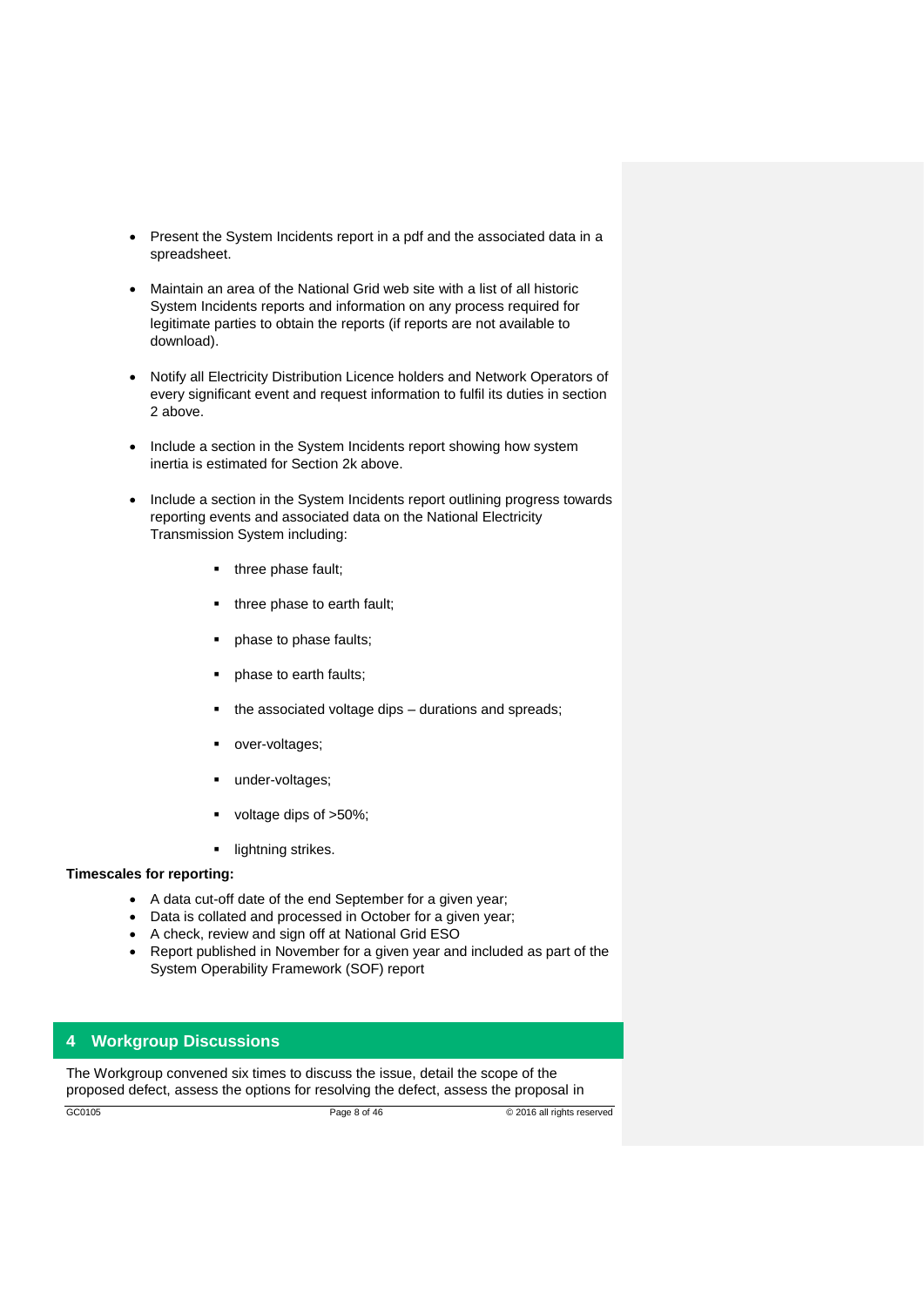- Present the System Incidents report in a pdf and the associated data in a spreadsheet.

- Maintain an area of the National Grid web site with a list of all historic System Incidents reports and information on any process required for legitimate parties to obtain the reports (if reports are not available to download).

- Notify all Electricity Distribution Licence holders and Network Operators of every significant event and request information to fulfil its duties in section 2 above.

- Include a section in the System Incidents report showing how system inertia is estimated for Section 2k above.

- Include a section in the System Incidents report outlining progress towards reporting events and associated data on the National Electricity Transmission System including:

  - three phase fault;
  - three phase to earth fault;
  - phase to phase faults;
  - phase to earth faults;
  - the associated voltage dips – durations and spreads;
  - over-voltages;
  - under-voltages;
  - voltage dips of >50%;
  - lightning strikes.

**Timescales for reporting:**

- A data cut-off date of the end September for a given year;
- Data is collated and processed in October for a given year;
- A check, review and sign off at National Grid ESO
- Report published in November for a given year and included as part of the System Operability Framework (SOF) report

## 4 Workgroup Discussions

The Workgroup convened six times to discuss the issue, detail the scope of the proposed defect, assess the options for resolving the defect, assess the proposal in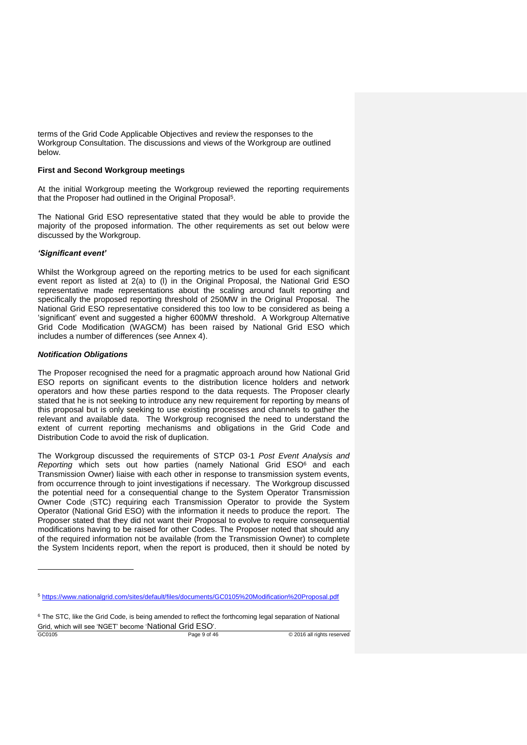terms of the Grid Code Applicable Objectives and review the responses to the Workgroup Consultation. The discussions and views of the Workgroup are outlined below.

**First and Second Workgroup meetings**

At the initial Workgroup meeting the Workgroup reviewed the reporting requirements that the Proposer had outlined in the Original Proposal[5].

The National Grid ESO representative stated that they would be able to provide the majority of the proposed information. The other requirements as set out below were discussed by the Workgroup.

***'Significant event'***

Whilst the Workgroup agreed on the reporting metrics to be used for each significant event report as listed at 2(a) to (l) in the Original Proposal, the National Grid ESO representative made representations about the scaling around fault reporting and specifically the proposed reporting threshold of 250MW in the Original Proposal. The National Grid ESO representative considered this too low to be considered as being a 'significant' event and suggested a higher 600MW threshold. A Workgroup Alternative Grid Code Modification (WAGCM) has been raised by National Grid ESO which includes a number of differences (see Annex 4).

***Notification Obligations***

The Proposer recognised the need for a pragmatic approach around how National Grid ESO reports on significant events to the distribution licence holders and network operators and how these parties respond to the data requests. The Proposer clearly stated that he is not seeking to introduce any new requirement for reporting by means of this proposal but is only seeking to use existing processes and channels to gather the relevant and available data. The Workgroup recognised the need to understand the extent of current reporting mechanisms and obligations in the Grid Code and Distribution Code to avoid the risk of duplication.

The Workgroup discussed the requirements of STCP 03-1 *Post Event Analysis and Reporting* which sets out how parties (namely National Grid ESO[6] and each Transmission Owner) liaise with each other in response to transmission system events, from occurrence through to joint investigations if necessary. The Workgroup discussed the potential need for a consequential change to the System Operator Transmission Owner Code (STC) requiring each Transmission Operator to provide the System Operator (National Grid ESO) with the information it needs to produce the report. The Proposer stated that they did not want their Proposal to evolve to require consequential modifications having to be raised for other Codes. The Proposer noted that should any of the required information not be available (from the Transmission Owner) to complete the System Incidents report, when the report is produced, then it should be noted by

---

[5] https://www.nationalgrid.com/sites/default/files/documents/GC0105%20Modification%20Proposal.pdf

[6] The STC, like the Grid Code, is being amended to reflect the forthcoming legal separation of National Grid, which will see 'NGET' become 'National Grid ESO'.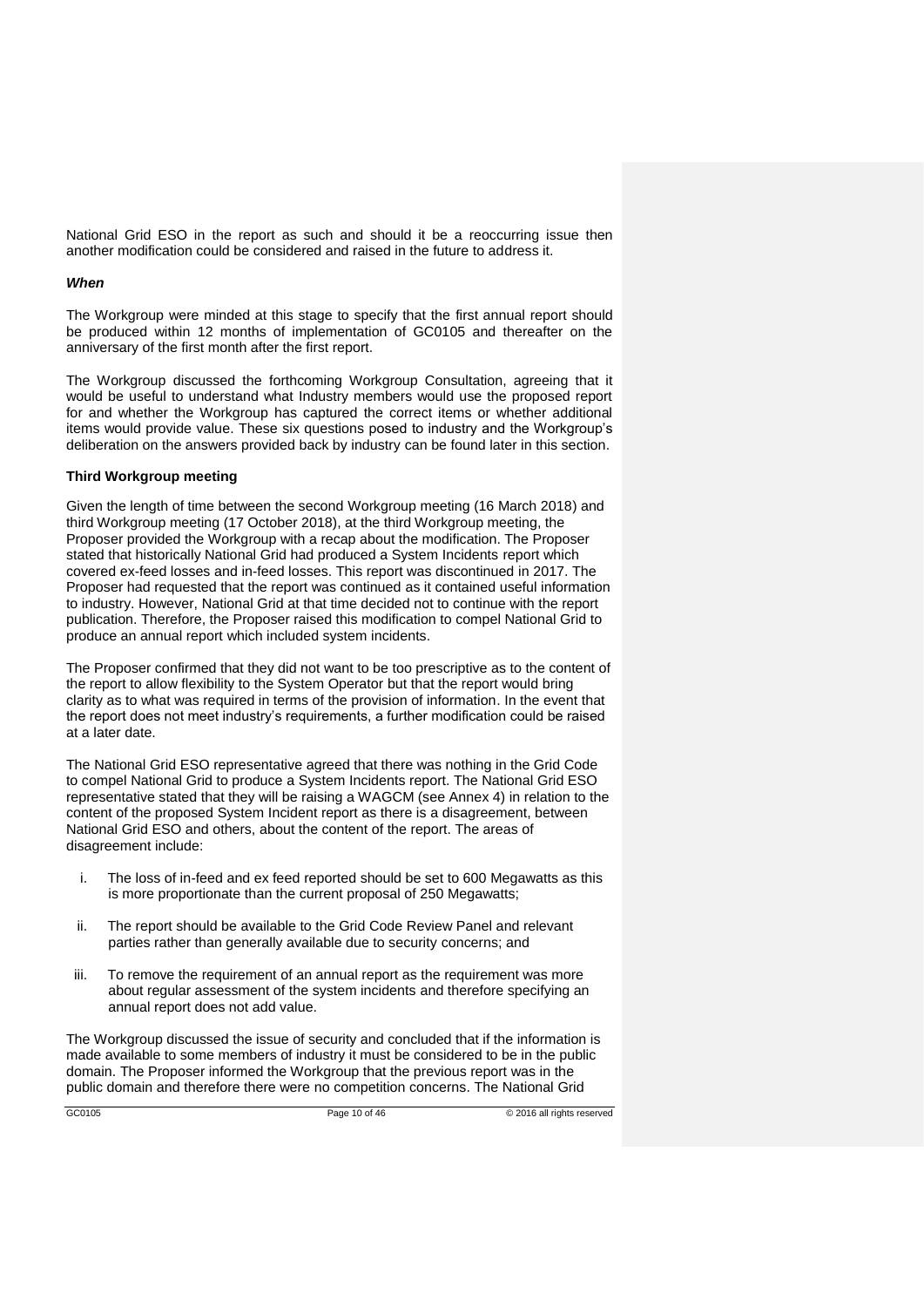National Grid ESO in the report as such and should it be a reoccurring issue then another modification could be considered and raised in the future to address it.

***When***

The Workgroup were minded at this stage to specify that the first annual report should be produced within 12 months of implementation of GC0105 and thereafter on the anniversary of the first month after the first report.

The Workgroup discussed the forthcoming Workgroup Consultation, agreeing that it would be useful to understand what Industry members would use the proposed report for and whether the Workgroup has captured the correct items or whether additional items would provide value. These six questions posed to industry and the Workgroup's deliberation on the answers provided back by industry can be found later in this section.

**Third Workgroup meeting**

Given the length of time between the second Workgroup meeting (16 March 2018) and third Workgroup meeting (17 October 2018), at the third Workgroup meeting, the Proposer provided the Workgroup with a recap about the modification. The Proposer stated that historically National Grid had produced a System Incidents report which covered ex-feed losses and in-feed losses. This report was discontinued in 2017. The Proposer had requested that the report was continued as it contained useful information to industry. However, National Grid at that time decided not to continue with the report publication. Therefore, the Proposer raised this modification to compel National Grid to produce an annual report which included system incidents.

The Proposer confirmed that they did not want to be too prescriptive as to the content of the report to allow flexibility to the System Operator but that the report would bring clarity as to what was required in terms of the provision of information. In the event that the report does not meet industry's requirements, a further modification could be raised at a later date.

The National Grid ESO representative agreed that there was nothing in the Grid Code to compel National Grid to produce a System Incidents report. The National Grid ESO representative stated that they will be raising a WAGCM (see Annex 4) in relation to the content of the proposed System Incident report as there is a disagreement, between National Grid ESO and others, about the content of the report. The areas of disagreement include:

i. The loss of in-feed and ex feed reported should be set to 600 Megawatts as this is more proportionate than the current proposal of 250 Megawatts;

ii. The report should be available to the Grid Code Review Panel and relevant parties rather than generally available due to security concerns; and

iii. To remove the requirement of an annual report as the requirement was more about regular assessment of the system incidents and therefore specifying an annual report does not add value.

The Workgroup discussed the issue of security and concluded that if the information is made available to some members of industry it must be considered to be in the public domain. The Proposer informed the Workgroup that the previous report was in the public domain and therefore there were no competition concerns. The National Grid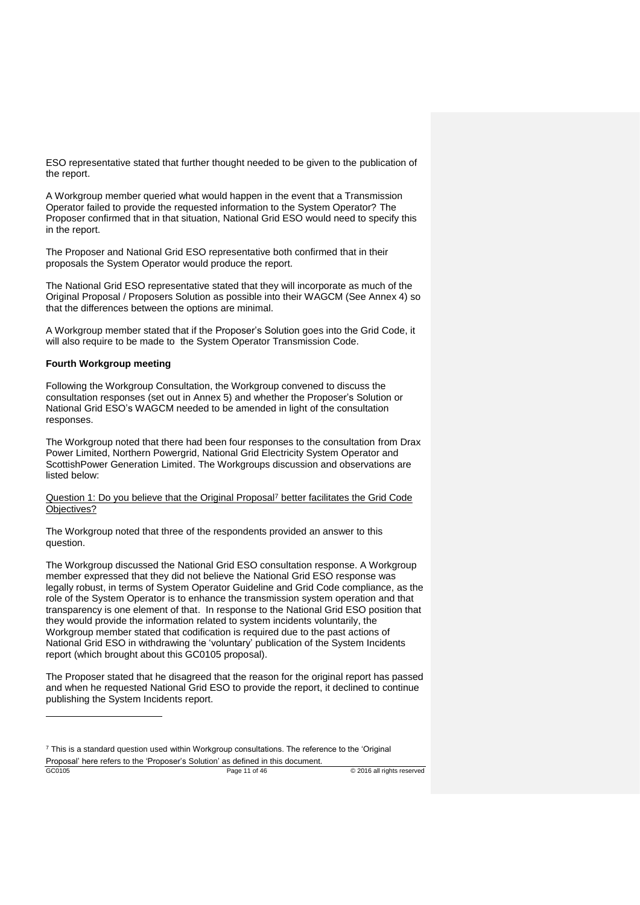ESO representative stated that further thought needed to be given to the publication of the report.

A Workgroup member queried what would happen in the event that a Transmission Operator failed to provide the requested information to the System Operator? The Proposer confirmed that in that situation, National Grid ESO would need to specify this in the report.

The Proposer and National Grid ESO representative both confirmed that in their proposals the System Operator would produce the report.

The National Grid ESO representative stated that they will incorporate as much of the Original Proposal / Proposers Solution as possible into their WAGCM (See Annex 4) so that the differences between the options are minimal.

A Workgroup member stated that if the Proposer's Solution goes into the Grid Code, it will also require to be made to the System Operator Transmission Code.

**Fourth Workgroup meeting**

Following the Workgroup Consultation, the Workgroup convened to discuss the consultation responses (set out in Annex 5) and whether the Proposer's Solution or National Grid ESO's WAGCM needed to be amended in light of the consultation responses.

The Workgroup noted that there had been four responses to the consultation from Drax Power Limited, Northern Powergrid, National Grid Electricity System Operator and ScottishPower Generation Limited. The Workgroups discussion and observations are listed below:

Question 1: Do you believe that the Original Proposal[7] better facilitates the Grid Code Objectives?

The Workgroup noted that three of the respondents provided an answer to this question.

The Workgroup discussed the National Grid ESO consultation response. A Workgroup member expressed that they did not believe the National Grid ESO response was legally robust, in terms of System Operator Guideline and Grid Code compliance, as the role of the System Operator is to enhance the transmission system operation and that transparency is one element of that. In response to the National Grid ESO position that they would provide the information related to system incidents voluntarily, the Workgroup member stated that codification is required due to the past actions of National Grid ESO in withdrawing the 'voluntary' publication of the System Incidents report (which brought about this GC0105 proposal).

The Proposer stated that he disagreed that the reason for the original report has passed and when he requested National Grid ESO to provide the report, it declined to continue publishing the System Incidents report.

[7] This is a standard question used within Workgroup consultations. The reference to the 'Original Proposal' here refers to the 'Proposer's Solution' as defined in this document.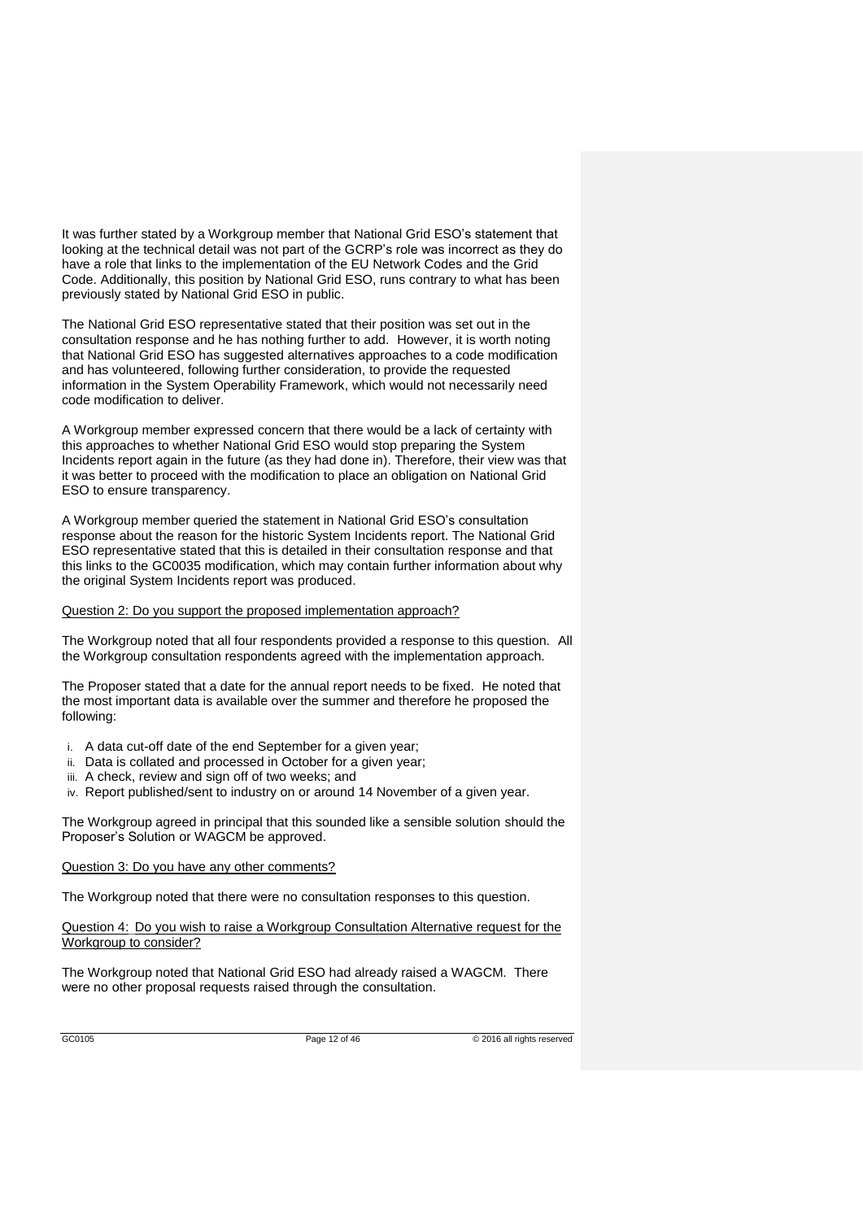It was further stated by a Workgroup member that National Grid ESO's statement that looking at the technical detail was not part of the GCRP's role was incorrect as they do have a role that links to the implementation of the EU Network Codes and the Grid Code. Additionally, this position by National Grid ESO, runs contrary to what has been previously stated by National Grid ESO in public.

The National Grid ESO representative stated that their position was set out in the consultation response and he has nothing further to add. However, it is worth noting that National Grid ESO has suggested alternatives approaches to a code modification and has volunteered, following further consideration, to provide the requested information in the System Operability Framework, which would not necessarily need code modification to deliver.

A Workgroup member expressed concern that there would be a lack of certainty with this approaches to whether National Grid ESO would stop preparing the System Incidents report again in the future (as they had done in). Therefore, their view was that it was better to proceed with the modification to place an obligation on National Grid ESO to ensure transparency.

A Workgroup member queried the statement in National Grid ESO's consultation response about the reason for the historic System Incidents report. The National Grid ESO representative stated that this is detailed in their consultation response and that this links to the GC0035 modification, which may contain further information about why the original System Incidents report was produced.

<u>Question 2: Do you support the proposed implementation approach?</u>

The Workgroup noted that all four respondents provided a response to this question. All the Workgroup consultation respondents agreed with the implementation approach.

The Proposer stated that a date for the annual report needs to be fixed. He noted that the most important data is available over the summer and therefore he proposed the following:

i. A data cut-off date of the end September for a given year;
ii. Data is collated and processed in October for a given year;
iii. A check, review and sign off of two weeks; and
iv. Report published/sent to industry on or around 14 November of a given year.

The Workgroup agreed in principal that this sounded like a sensible solution should the Proposer's Solution or WAGCM be approved.

<u>Question 3: Do you have any other comments?</u>

The Workgroup noted that there were no consultation responses to this question.

<u>Question 4: Do you wish to raise a Workgroup Consultation Alternative request for the Workgroup to consider?</u>

The Workgroup noted that National Grid ESO had already raised a WAGCM. There were no other proposal requests raised through the consultation.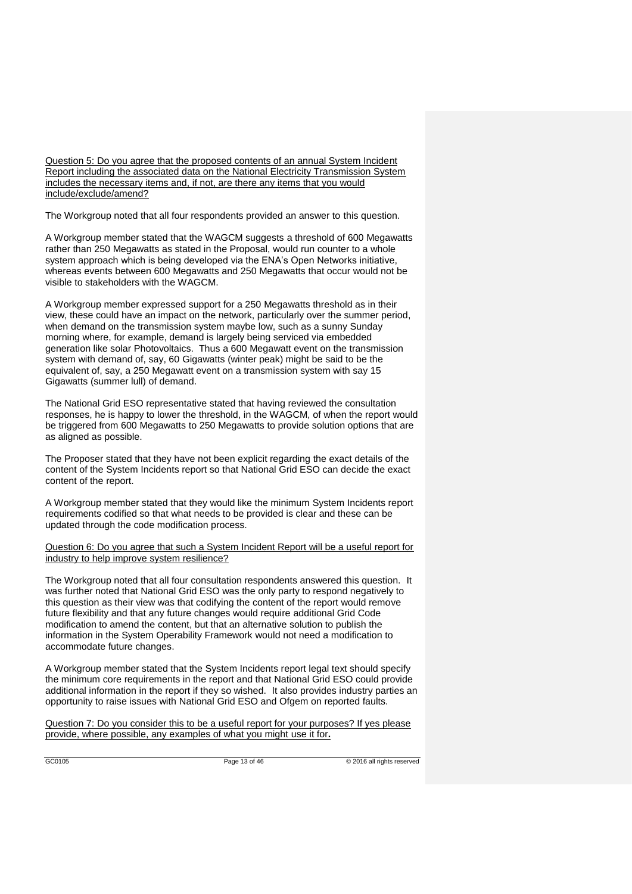Question 5: Do you agree that the proposed contents of an annual System Incident Report including the associated data on the National Electricity Transmission System includes the necessary items and, if not, are there any items that you would include/exclude/amend?

The Workgroup noted that all four respondents provided an answer to this question.

A Workgroup member stated that the WAGCM suggests a threshold of 600 Megawatts rather than 250 Megawatts as stated in the Proposal, would run counter to a whole system approach which is being developed via the ENA's Open Networks initiative, whereas events between 600 Megawatts and 250 Megawatts that occur would not be visible to stakeholders with the WAGCM.

A Workgroup member expressed support for a 250 Megawatts threshold as in their view, these could have an impact on the network, particularly over the summer period, when demand on the transmission system maybe low, such as a sunny Sunday morning where, for example, demand is largely being serviced via embedded generation like solar Photovoltaics. Thus a 600 Megawatt event on the transmission system with demand of, say, 60 Gigawatts (winter peak) might be said to be the equivalent of, say, a 250 Megawatt event on a transmission system with say 15 Gigawatts (summer lull) of demand.

The National Grid ESO representative stated that having reviewed the consultation responses, he is happy to lower the threshold, in the WAGCM, of when the report would be triggered from 600 Megawatts to 250 Megawatts to provide solution options that are as aligned as possible.

The Proposer stated that they have not been explicit regarding the exact details of the content of the System Incidents report so that National Grid ESO can decide the exact content of the report.

A Workgroup member stated that they would like the minimum System Incidents report requirements codified so that what needs to be provided is clear and these can be updated through the code modification process.

Question 6: Do you agree that such a System Incident Report will be a useful report for industry to help improve system resilience?

The Workgroup noted that all four consultation respondents answered this question. It was further noted that National Grid ESO was the only party to respond negatively to this question as their view was that codifying the content of the report would remove future flexibility and that any future changes would require additional Grid Code modification to amend the content, but that an alternative solution to publish the information in the System Operability Framework would not need a modification to accommodate future changes.

A Workgroup member stated that the System Incidents report legal text should specify the minimum core requirements in the report and that National Grid ESO could provide additional information in the report if they so wished. It also provides industry parties an opportunity to raise issues with National Grid ESO and Ofgem on reported faults.

Question 7: Do you consider this to be a useful report for your purposes? If yes please provide, where possible, any examples of what you might use it for.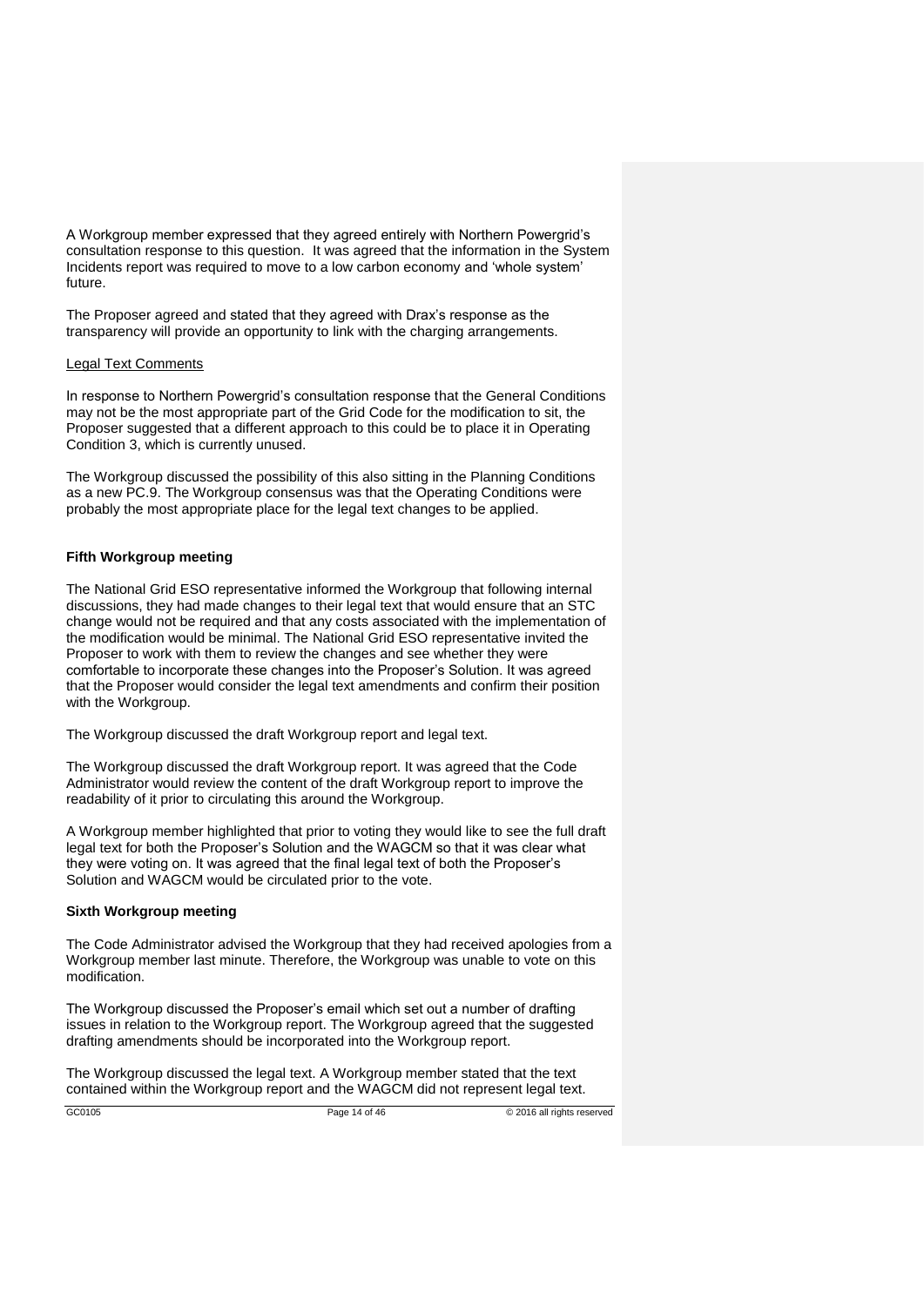A Workgroup member expressed that they agreed entirely with Northern Powergrid's consultation response to this question. It was agreed that the information in the System Incidents report was required to move to a low carbon economy and 'whole system' future.

The Proposer agreed and stated that they agreed with Drax's response as the transparency will provide an opportunity to link with the charging arrangements.

Legal Text Comments

In response to Northern Powergrid's consultation response that the General Conditions may not be the most appropriate part of the Grid Code for the modification to sit, the Proposer suggested that a different approach to this could be to place it in Operating Condition 3, which is currently unused.

The Workgroup discussed the possibility of this also sitting in the Planning Conditions as a new PC.9. The Workgroup consensus was that the Operating Conditions were probably the most appropriate place for the legal text changes to be applied.

**Fifth Workgroup meeting**

The National Grid ESO representative informed the Workgroup that following internal discussions, they had made changes to their legal text that would ensure that an STC change would not be required and that any costs associated with the implementation of the modification would be minimal. The National Grid ESO representative invited the Proposer to work with them to review the changes and see whether they were comfortable to incorporate these changes into the Proposer's Solution. It was agreed that the Proposer would consider the legal text amendments and confirm their position with the Workgroup.

The Workgroup discussed the draft Workgroup report and legal text.

The Workgroup discussed the draft Workgroup report. It was agreed that the Code Administrator would review the content of the draft Workgroup report to improve the readability of it prior to circulating this around the Workgroup.

A Workgroup member highlighted that prior to voting they would like to see the full draft legal text for both the Proposer's Solution and the WAGCM so that it was clear what they were voting on. It was agreed that the final legal text of both the Proposer's Solution and WAGCM would be circulated prior to the vote.

**Sixth Workgroup meeting**

The Code Administrator advised the Workgroup that they had received apologies from a Workgroup member last minute. Therefore, the Workgroup was unable to vote on this modification.

The Workgroup discussed the Proposer's email which set out a number of drafting issues in relation to the Workgroup report. The Workgroup agreed that the suggested drafting amendments should be incorporated into the Workgroup report.

The Workgroup discussed the legal text. A Workgroup member stated that the text contained within the Workgroup report and the WAGCM did not represent legal text.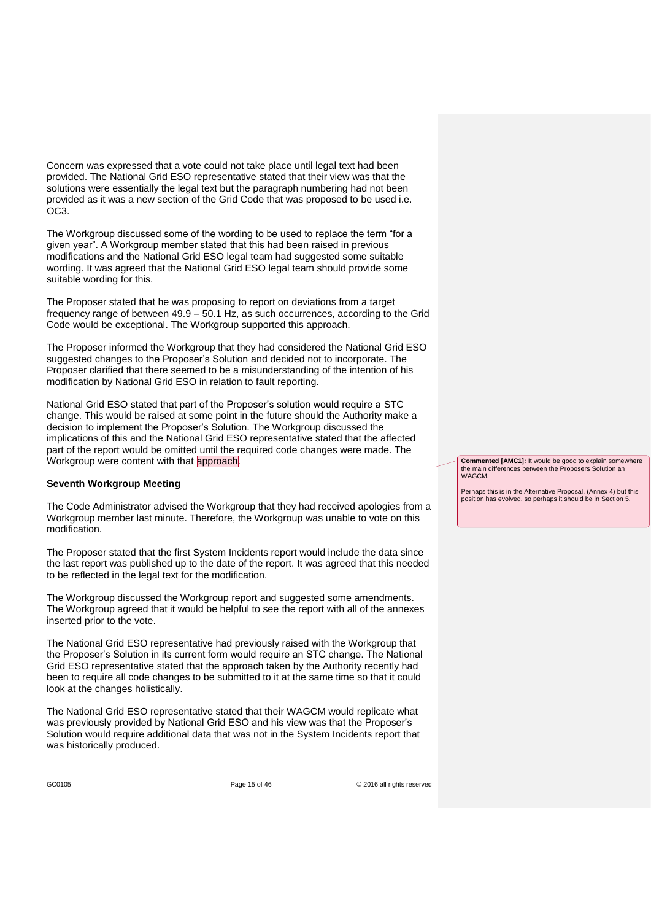Concern was expressed that a vote could not take place until legal text had been provided. The National Grid ESO representative stated that their view was that the solutions were essentially the legal text but the paragraph numbering had not been provided as it was a new section of the Grid Code that was proposed to be used i.e. OC3.

The Workgroup discussed some of the wording to be used to replace the term "for a given year". A Workgroup member stated that this had been raised in previous modifications and the National Grid ESO legal team had suggested some suitable wording. It was agreed that the National Grid ESO legal team should provide some suitable wording for this.

The Proposer stated that he was proposing to report on deviations from a target frequency range of between 49.9 – 50.1 Hz, as such occurrences, according to the Grid Code would be exceptional. The Workgroup supported this approach.

The Proposer informed the Workgroup that they had considered the National Grid ESO suggested changes to the Proposer's Solution and decided not to incorporate. The Proposer clarified that there seemed to be a misunderstanding of the intention of his modification by National Grid ESO in relation to fault reporting.

National Grid ESO stated that part of the Proposer's solution would require a STC change. This would be raised at some point in the future should the Authority make a decision to implement the Proposer's Solution. The Workgroup discussed the implications of this and the National Grid ESO representative stated that the affected part of the report would be omitted until the required code changes were made. The Workgroup were content with that approach.

**Commented [AMC1]:** It would be good to explain somewhere the main differences between the Proposers Solution an WAGCM.

Perhaps this is in the Alternative Proposal, (Annex 4) but this position has evolved, so perhaps it should be in Section 5.

### Seventh Workgroup Meeting

The Code Administrator advised the Workgroup that they had received apologies from a Workgroup member last minute. Therefore, the Workgroup was unable to vote on this modification.

The Proposer stated that the first System Incidents report would include the data since the last report was published up to the date of the report. It was agreed that this needed to be reflected in the legal text for the modification.

The Workgroup discussed the Workgroup report and suggested some amendments. The Workgroup agreed that it would be helpful to see the report with all of the annexes inserted prior to the vote.

The National Grid ESO representative had previously raised with the Workgroup that the Proposer's Solution in its current form would require an STC change. The National Grid ESO representative stated that the approach taken by the Authority recently had been to require all code changes to be submitted to it at the same time so that it could look at the changes holistically.

The National Grid ESO representative stated that their WAGCM would replicate what was previously provided by National Grid ESO and his view was that the Proposer's Solution would require additional data that was not in the System Incidents report that was historically produced.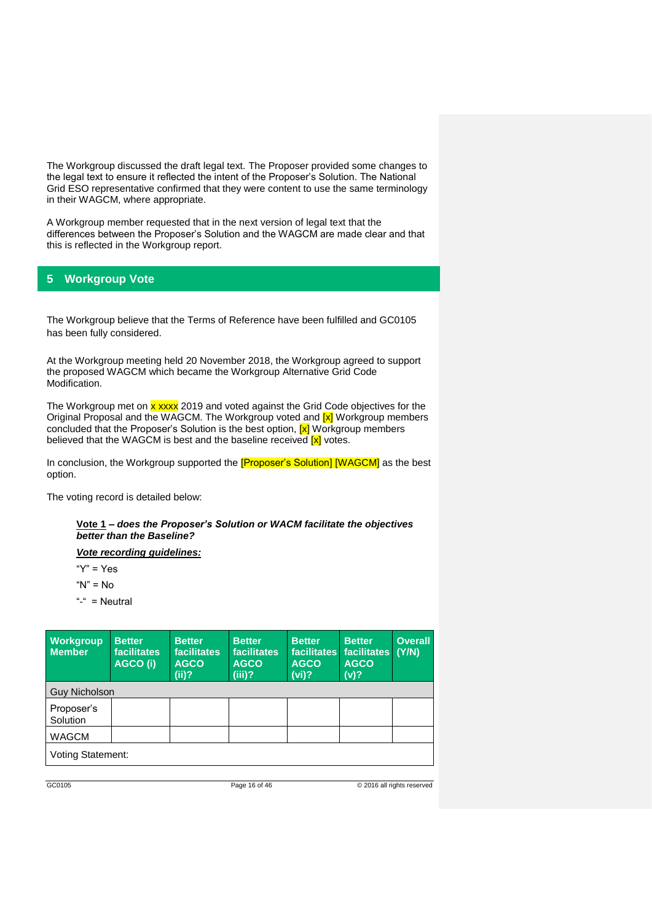The Workgroup discussed the draft legal text. The Proposer provided some changes to the legal text to ensure it reflected the intent of the Proposer's Solution. The National Grid ESO representative confirmed that they were content to use the same terminology in their WAGCM, where appropriate.

A Workgroup member requested that in the next version of legal text that the differences between the Proposer's Solution and the WAGCM are made clear and that this is reflected in the Workgroup report.

## 5 Workgroup Vote

The Workgroup believe that the Terms of Reference have been fulfilled and GC0105 has been fully considered.

At the Workgroup meeting held 20 November 2018, the Workgroup agreed to support the proposed WAGCM which became the Workgroup Alternative Grid Code Modification.

The Workgroup met on x xxxx 2019 and voted against the Grid Code objectives for the Original Proposal and the WAGCM. The Workgroup voted and [x] Workgroup members concluded that the Proposer's Solution is the best option, [x] Workgroup members believed that the WAGCM is best and the baseline received [x] votes.

In conclusion, the Workgroup supported the [Proposer's Solution] [WAGCM] as the best option.

The voting record is detailed below:

**<u>Vote 1</u> – *does the Proposer's Solution or WACM facilitate the objectives better than the Baseline?***

***<u>Vote recording guidelines:</u>***

"Y" = Yes

"N" = No

"-" = Neutral

| Workgroup Member | Better facilitates AGCO (i) | Better facilitates AGCO (ii)? | Better facilitates AGCO (iii)? | Better facilitates AGCO (vi)? | Better facilitates AGCO (v)? | Overall (Y/N) |
|---|---|---|---|---|---|---|
| Guy Nicholson | | | | | | |
| Proposer's Solution | | | | | | |
| WAGCM | | | | | | |
| Voting Statement: | | | | | | |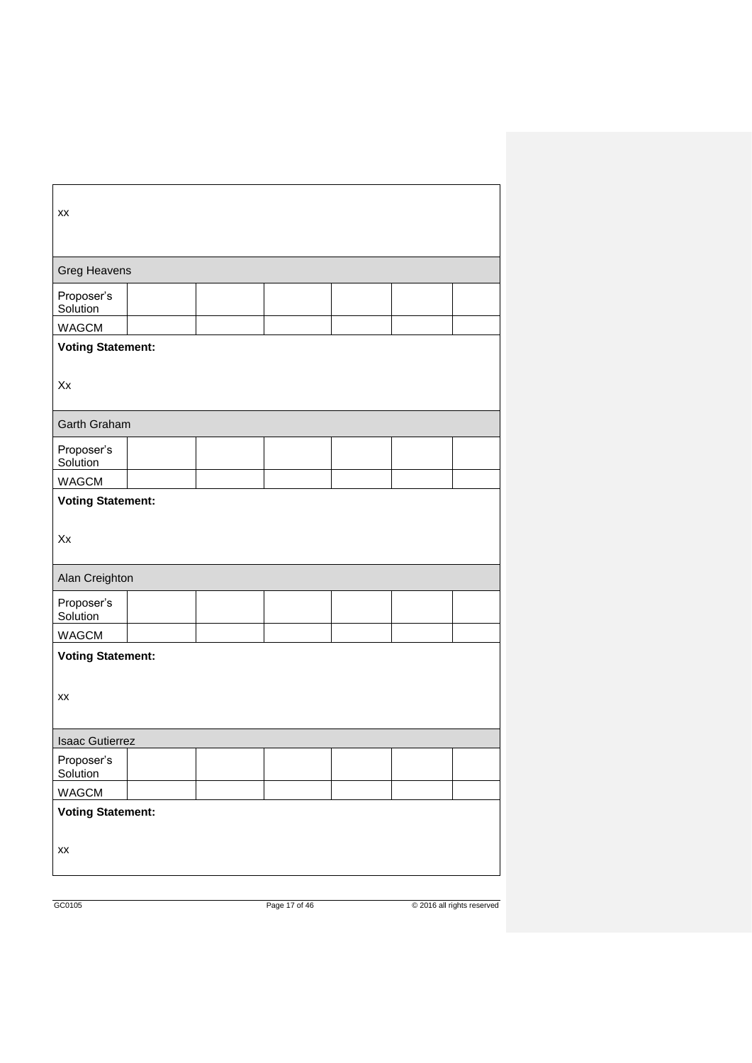xx

| Greg Heavens | | | | | |
|---|---|---|---|---|---|
| Proposer's Solution | | | | | |
| WAGCM | | | | | |

**Voting Statement:**

Xx

| Garth Graham | | | | | |
|---|---|---|---|---|---|
| Proposer's Solution | | | | | |
| WAGCM | | | | | |

**Voting Statement:**

Xx

| Alan Creighton | | | | | |
|---|---|---|---|---|---|
| Proposer's Solution | | | | | |
| WAGCM | | | | | |

**Voting Statement:**

xx

| Isaac Gutierrez | | | | | |
|---|---|---|---|---|---|
| Proposer's Solution | | | | | |
| WAGCM | | | | | |

**Voting Statement:**

xx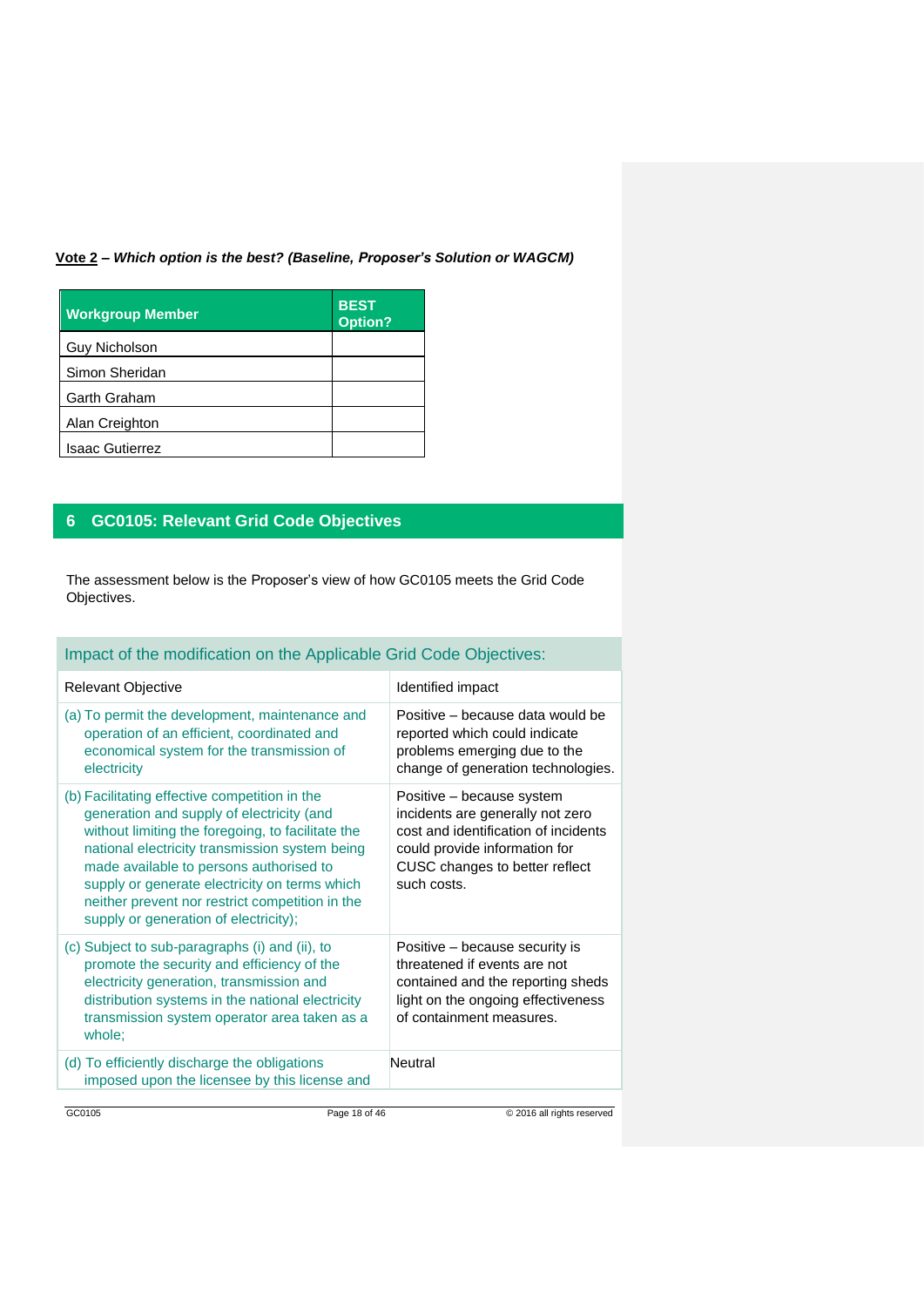**<u>Vote 2</u>** – ***Which option is the best? (Baseline, Proposer's Solution or WAGCM)***

| Workgroup Member | BEST Option? |
|---|---|
| Guy Nicholson | |
| Simon Sheridan | |
| Garth Graham | |
| Alan Creighton | |
| Isaac Gutierrez | |

## 6 GC0105: Relevant Grid Code Objectives

The assessment below is the Proposer's view of how GC0105 meets the Grid Code Objectives.

| Impact of the modification on the Applicable Grid Code Objectives: | |
|---|---|
| Relevant Objective | Identified impact |
| (a) To permit the development, maintenance and operation of an efficient, coordinated and economical system for the transmission of electricity | Positive – because data would be reported which could indicate problems emerging due to the change of generation technologies. |
| (b) Facilitating effective competition in the generation and supply of electricity (and without limiting the foregoing, to facilitate the national electricity transmission system being made available to persons authorised to supply or generate electricity on terms which neither prevent nor restrict competition in the supply or generation of electricity); | Positive – because system incidents are generally not zero cost and identification of incidents could provide information for CUSC changes to better reflect such costs. |
| (c) Subject to sub-paragraphs (i) and (ii), to promote the security and efficiency of the electricity generation, transmission and distribution systems in the national electricity transmission system operator area taken as a whole; | Positive – because security is threatened if events are not contained and the reporting sheds light on the ongoing effectiveness of containment measures. |
| (d) To efficiently discharge the obligations imposed upon the licensee by this license and | Neutral |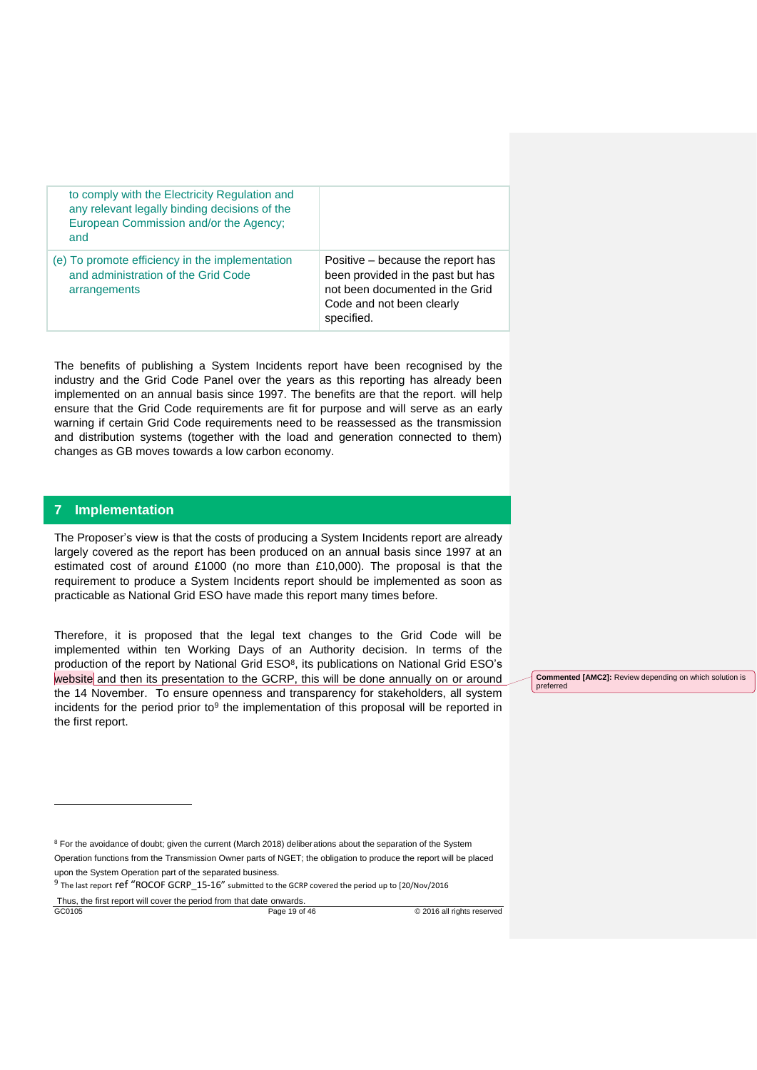| | |
|---|---|
| to comply with the Electricity Regulation and any relevant legally binding decisions of the European Commission and/or the Agency; and | |
| (e) To promote efficiency in the implementation and administration of the Grid Code arrangements | Positive – because the report has been provided in the past but has not been documented in the Grid Code and not been clearly specified. |

The benefits of publishing a System Incidents report have been recognised by the industry and the Grid Code Panel over the years as this reporting has already been implemented on an annual basis since 1997. The benefits are that the report. will help ensure that the Grid Code requirements are fit for purpose and will serve as an early warning if certain Grid Code requirements need to be reassessed as the transmission and distribution systems (together with the load and generation connected to them) changes as GB moves towards a low carbon economy.

## 7 Implementation

The Proposer's view is that the costs of producing a System Incidents report are already largely covered as the report has been produced on an annual basis since 1997 at an estimated cost of around £1000 (no more than £10,000). The proposal is that the requirement to produce a System Incidents report should be implemented as soon as practicable as National Grid ESO have made this report many times before.

Therefore, it is proposed that the legal text changes to the Grid Code will be implemented within ten Working Days of an Authority decision. In terms of the production of the report by National Grid ESO[8], its publications on National Grid ESO's website and then its presentation to the GCRP, this will be done annually on or around the 14 November. To ensure openness and transparency for stakeholders, all system incidents for the period prior to[9] the implementation of this proposal will be reported in the first report.

**Commented [AMC2]:** Review depending on which solution is preferred

[8] For the avoidance of doubt; given the current (March 2018) deliberations about the separation of the System Operation functions from the Transmission Owner parts of NGET; the obligation to produce the report will be placed upon the System Operation part of the separated business.

[9] The last report ref "ROCOF GCRP_15-16" submitted to the GCRP covered the period up to [20/Nov/2016

Thus, the first report will cover the period from that date onwards.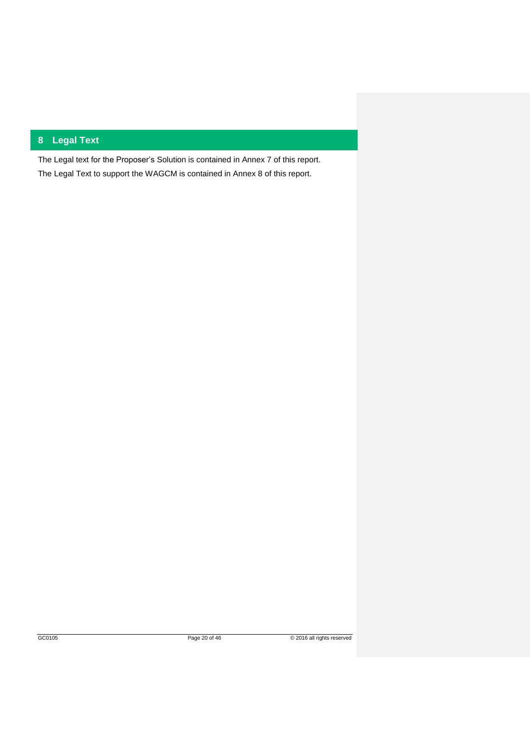# 8 Legal Text

The Legal text for the Proposer's Solution is contained in Annex 7 of this report.

The Legal Text to support the WAGCM is contained in Annex 8 of this report.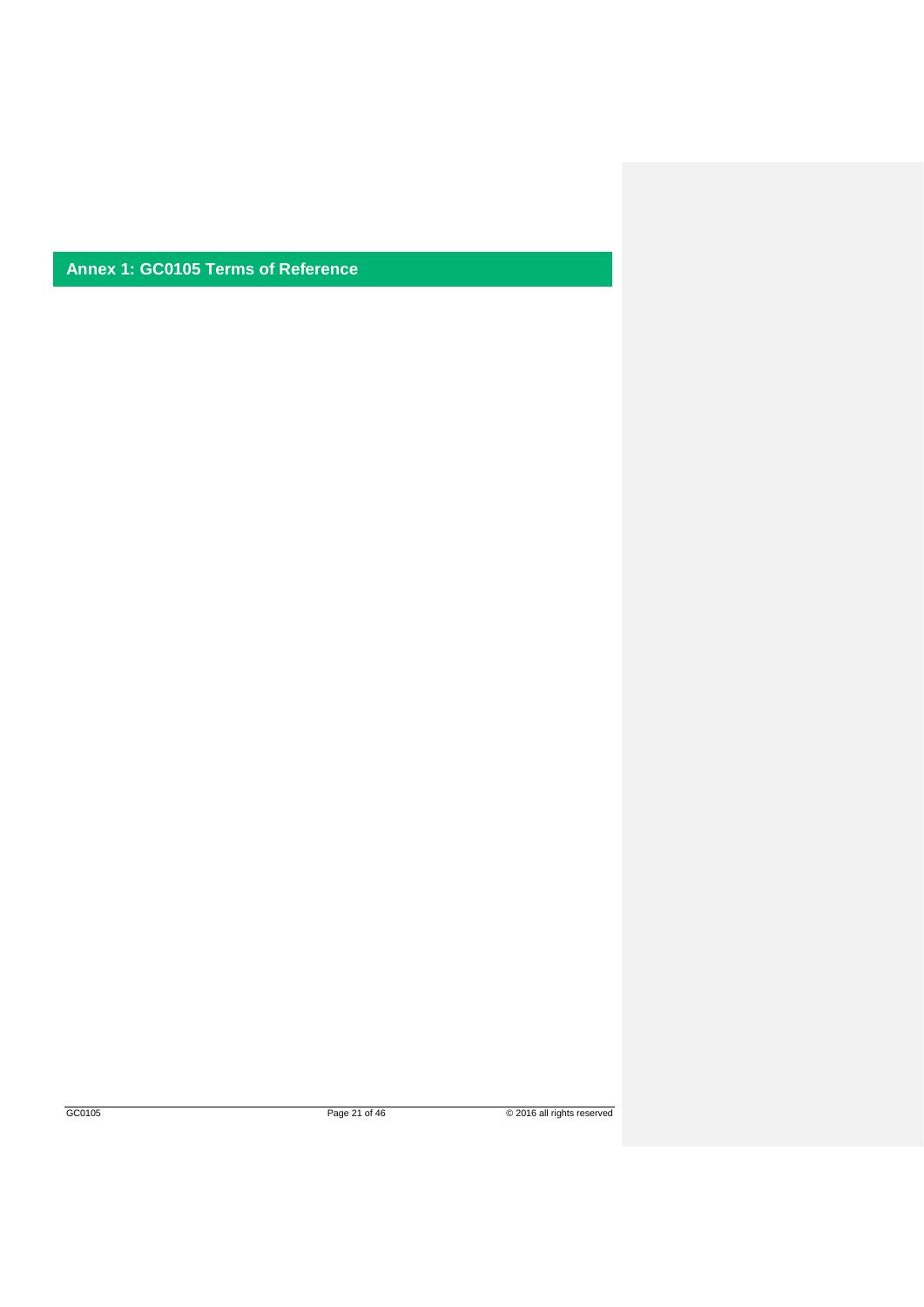# Annex 1: GC0105 Terms of Reference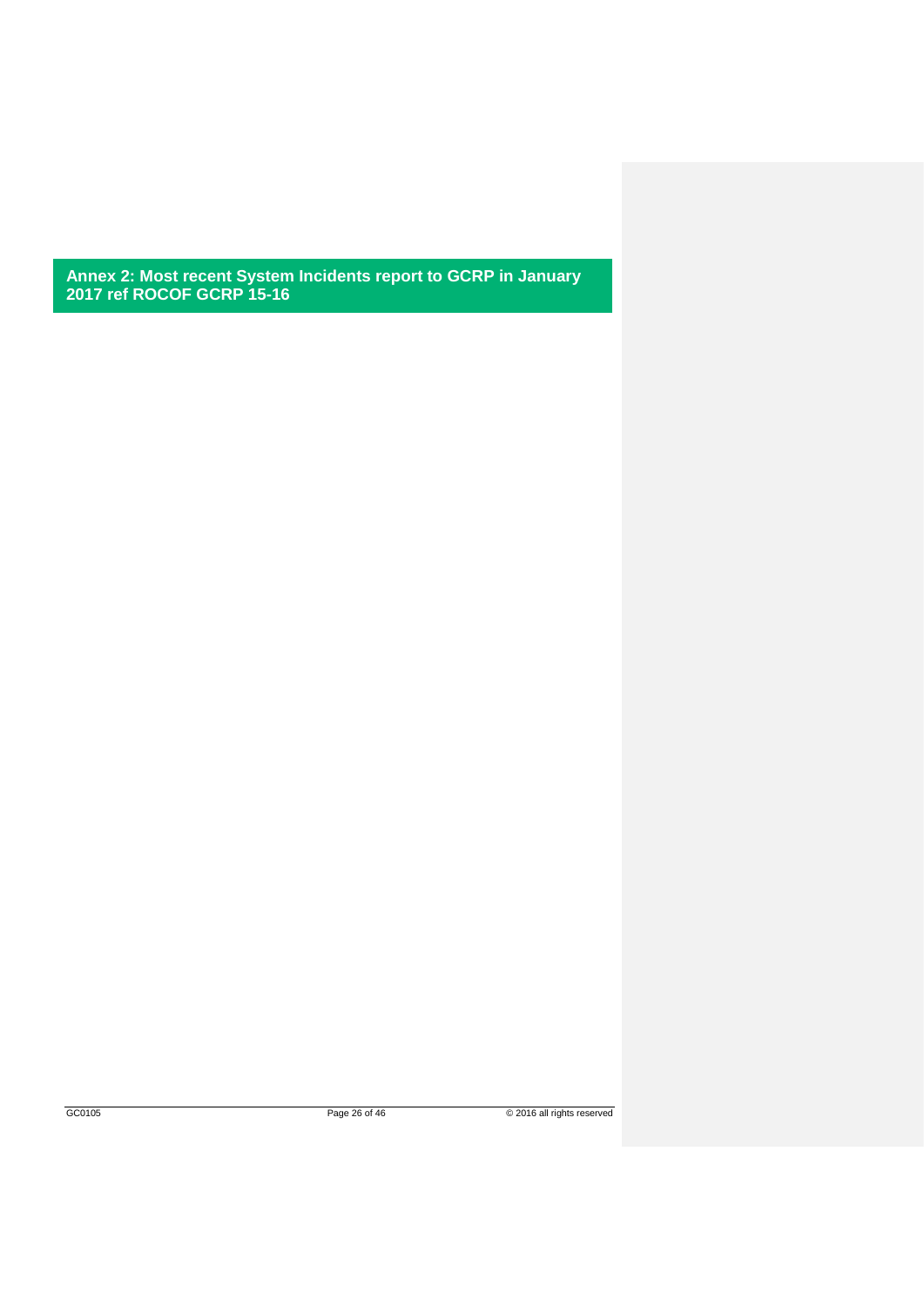## Annex 2: Most recent System Incidents report to GCRP in January 2017 ref ROCOF GCRP 15-16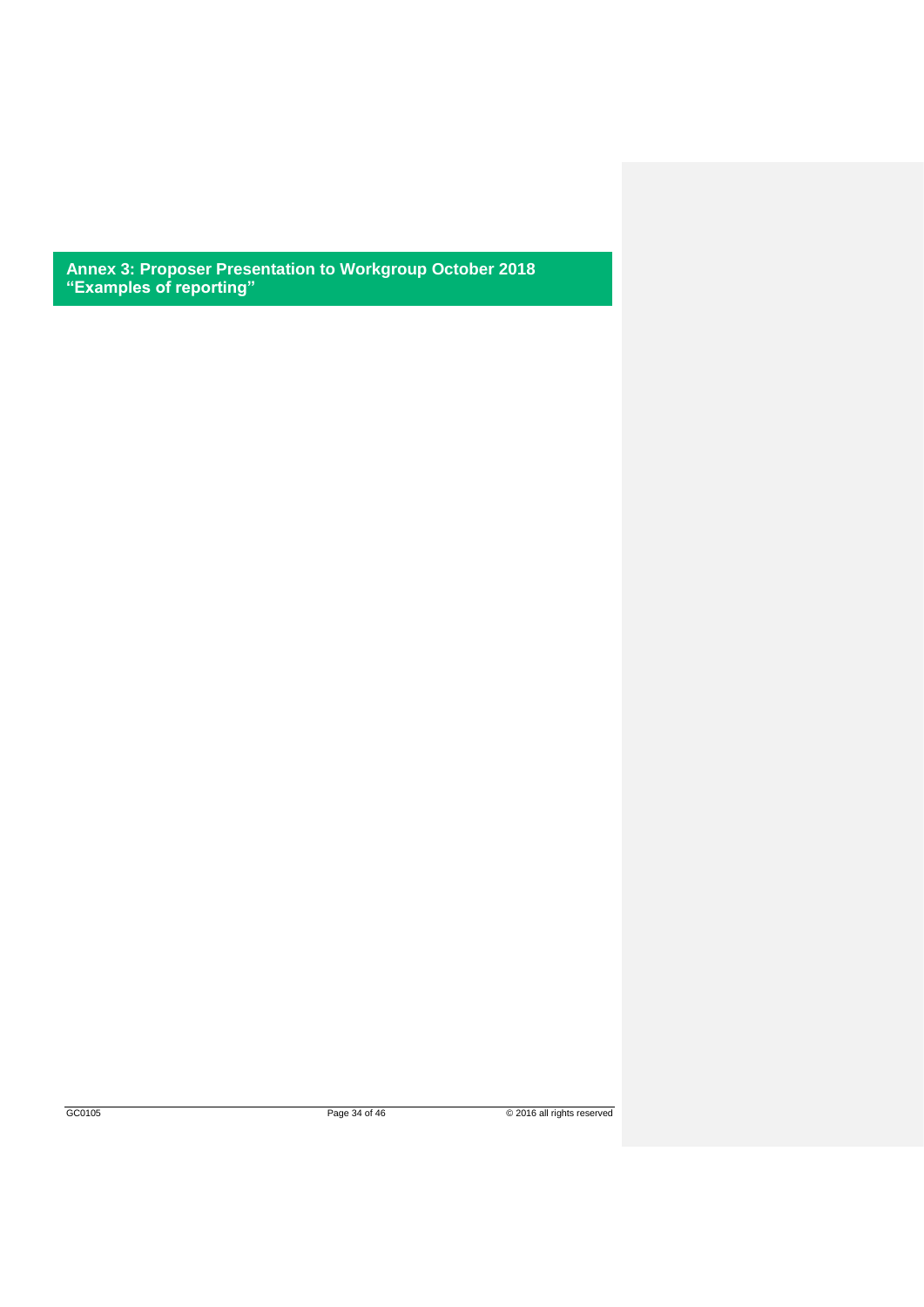## Annex 3: Proposer Presentation to Workgroup October 2018 "Examples of reporting"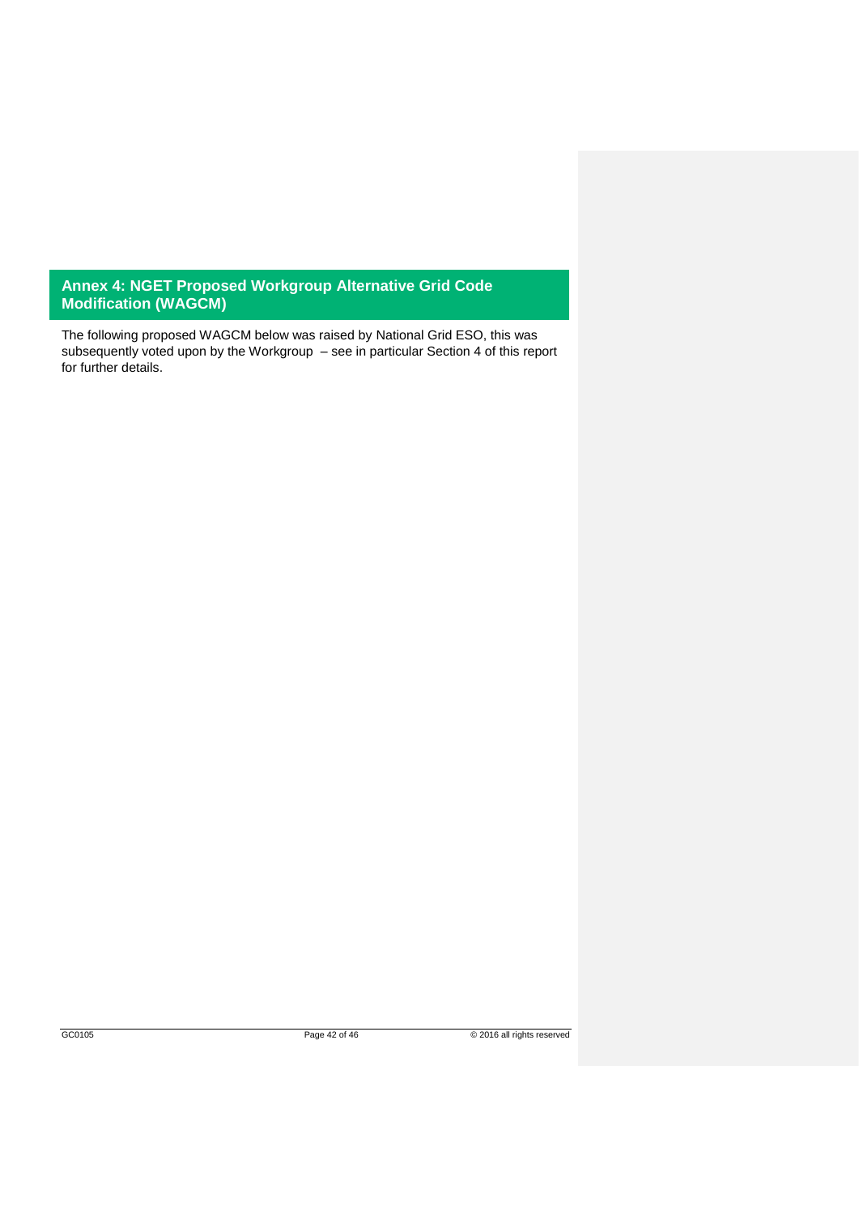## Annex 4: NGET Proposed Workgroup Alternative Grid Code Modification (WAGCM)

The following proposed WAGCM below was raised by National Grid ESO, this was subsequently voted upon by the Workgroup – see in particular Section 4 of this report for further details.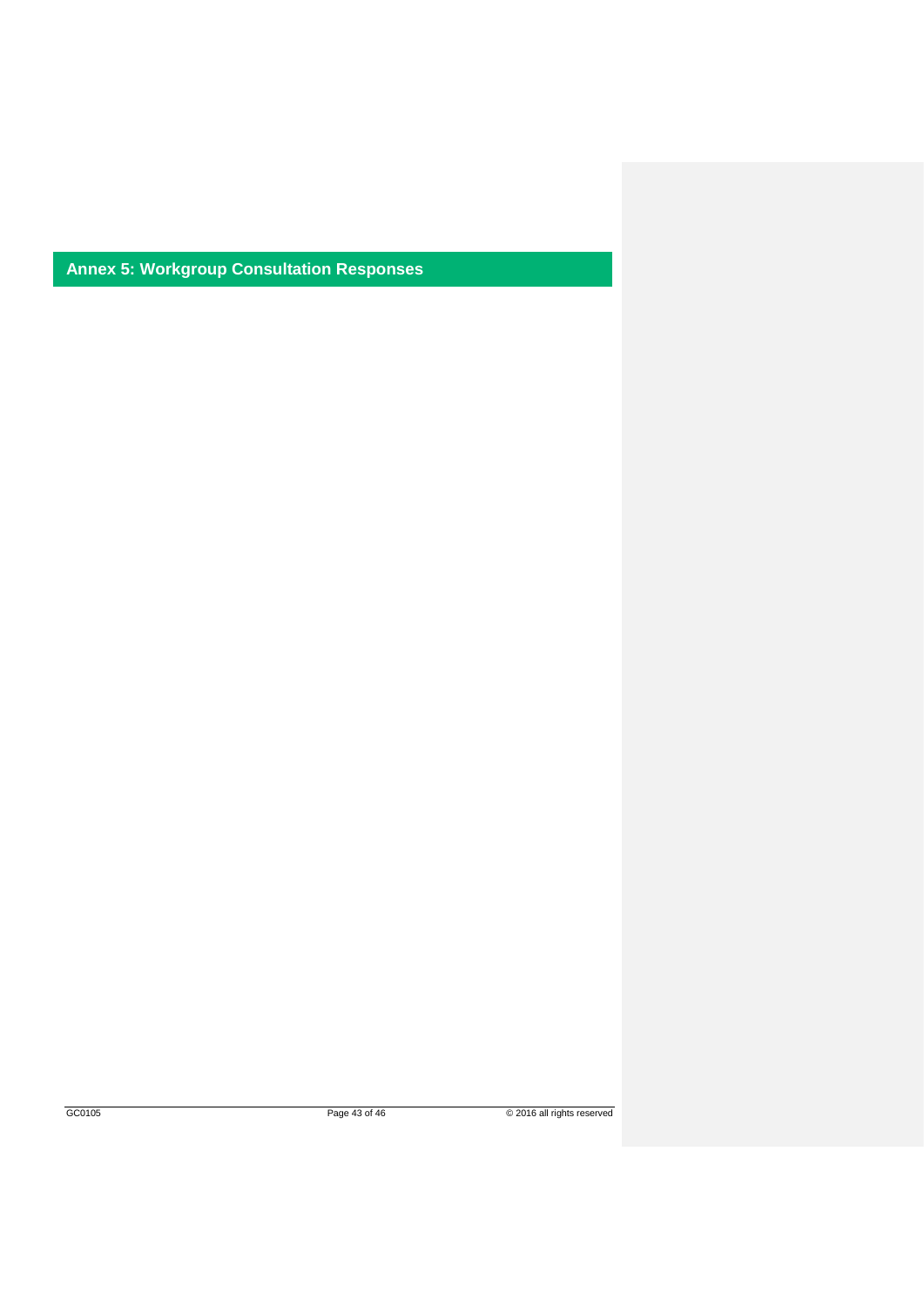## Annex 5: Workgroup Consultation Responses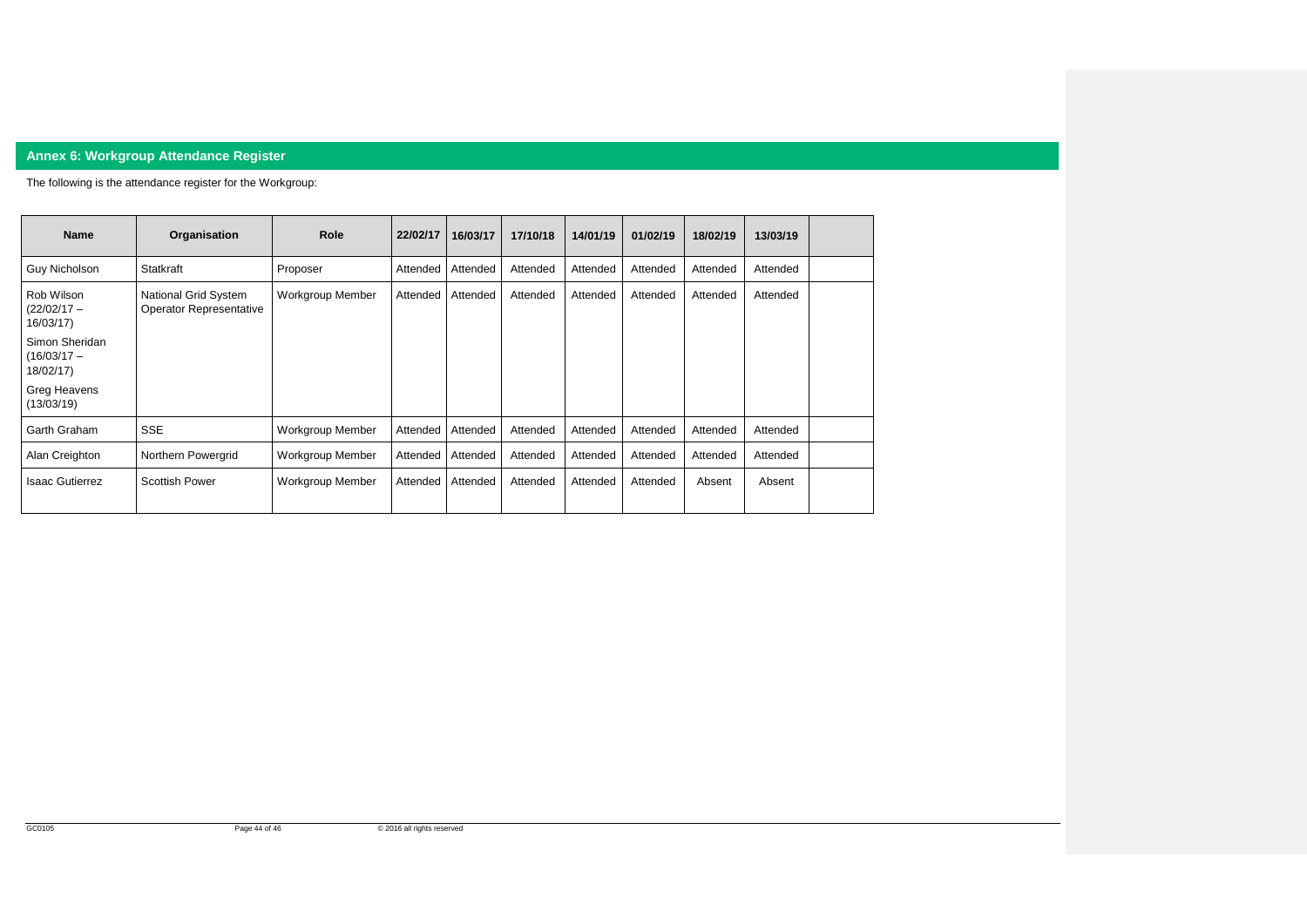## Annex 6: Workgroup Attendance Register

The following is the attendance register for the Workgroup:

| Name | Organisation | Role | 22/02/17 | 16/03/17 | 17/10/18 | 14/01/19 | 01/02/19 | 18/02/19 | 13/03/19 | |
|---|---|---|---|---|---|---|---|---|---|---|
| Guy Nicholson | Statkraft | Proposer | Attended | Attended | Attended | Attended | Attended | Attended | Attended | |
| Rob Wilson (22/02/17 – 16/03/17)<br>Simon Sheridan (16/03/17 – 18/02/17)<br>Greg Heavens (13/03/19) | National Grid System Operator Representative | Workgroup Member | Attended | Attended | Attended | Attended | Attended | Attended | Attended | |
| Garth Graham | SSE | Workgroup Member | Attended | Attended | Attended | Attended | Attended | Attended | Attended | |
| Alan Creighton | Northern Powergrid | Workgroup Member | Attended | Attended | Attended | Attended | Attended | Attended | Attended | |
| Isaac Gutierrez | Scottish Power | Workgroup Member | Attended | Attended | Attended | Attended | Attended | Absent | Absent | |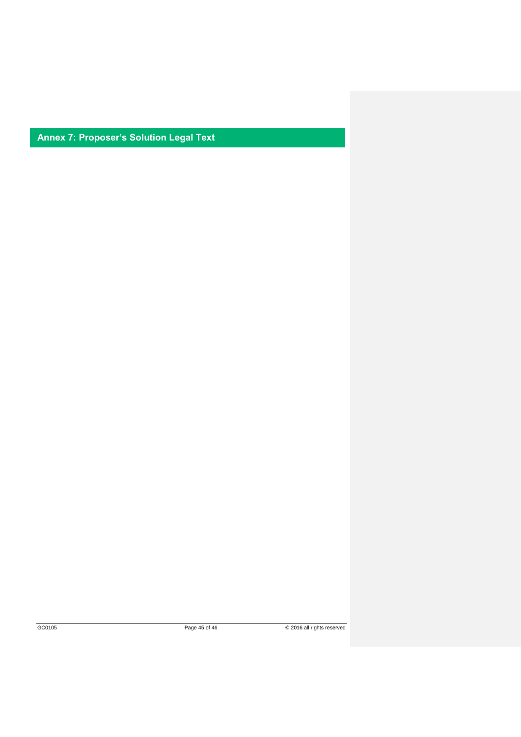## Annex 7: Proposer's Solution Legal Text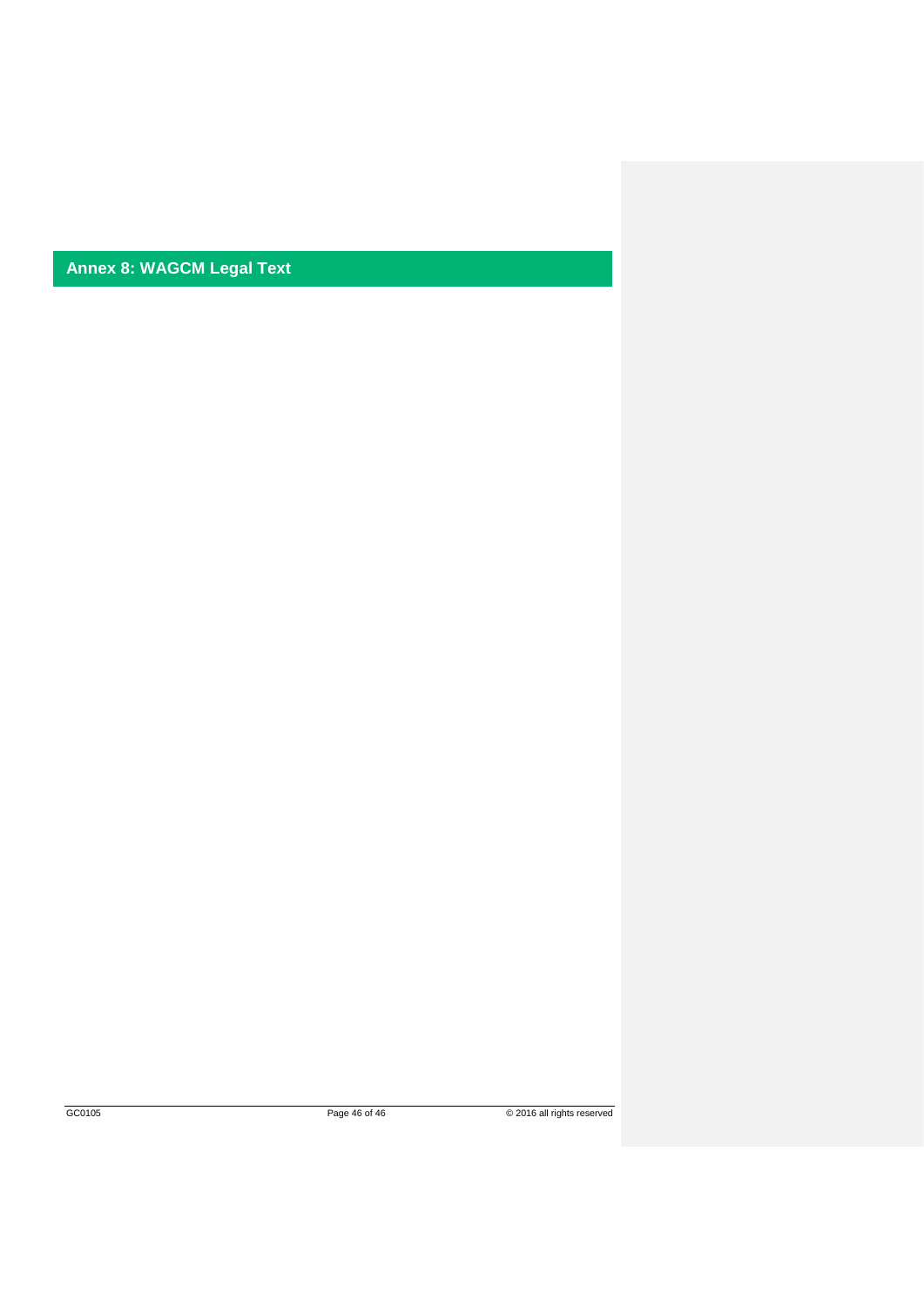## Annex 8: WAGCM Legal Text